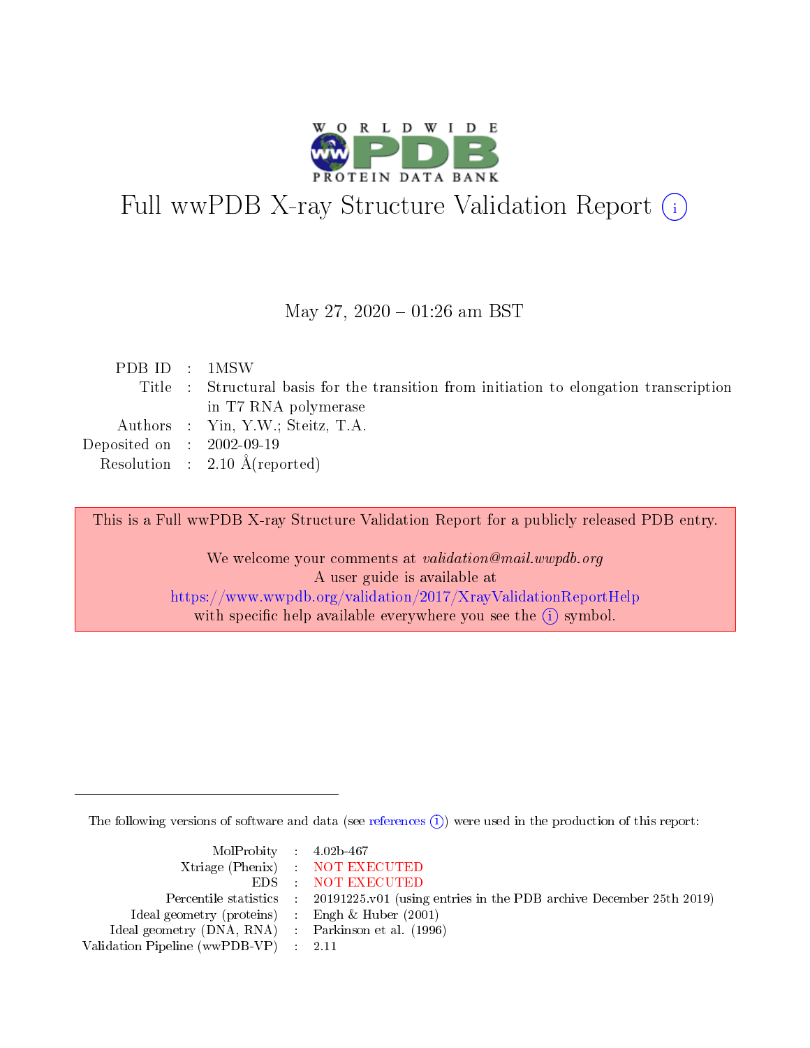# Full wwPDB X-ray Structure Validation Report

May 27, 2020 – 01:26 am BST

| | | |
|---|---|---|
| PDB ID | : | 1MSW |
| Title | : | Structural basis for the transition from initiation to elongation transcription in T7 RNA polymerase |
| Authors | : | Yin, Y.W.; Steitz, T.A. |
| Deposited on | : | 2002-09-19 |
| Resolution | : | 2.10 Å(reported) |

This is a Full wwPDB X-ray Structure Validation Report for a publicly released PDB entry.

We welcome your comments at *validation@mail.wwpdb.org*
A user guide is available at
https://www.wwpdb.org/validation/2017/XrayValidationReportHelp
with specific help available everywhere you see the (i) symbol.

---

The following versions of software and data (see references (i)) were used in the production of this report:

| | | |
|---|---|---|
| MolProbity | : | 4.02b-467 |
| Xtriage (Phenix) | : | NOT EXECUTED |
| EDS | : | NOT EXECUTED |
| Percentile statistics | : | 20191225.v01 (using entries in the PDB archive December 25th 2019) |
| Ideal geometry (proteins) | : | Engh & Huber (2001) |
| Ideal geometry (DNA, RNA) | : | Parkinson et al. (1996) |
| Validation Pipeline (wwPDB-VP) | : | 2.11 |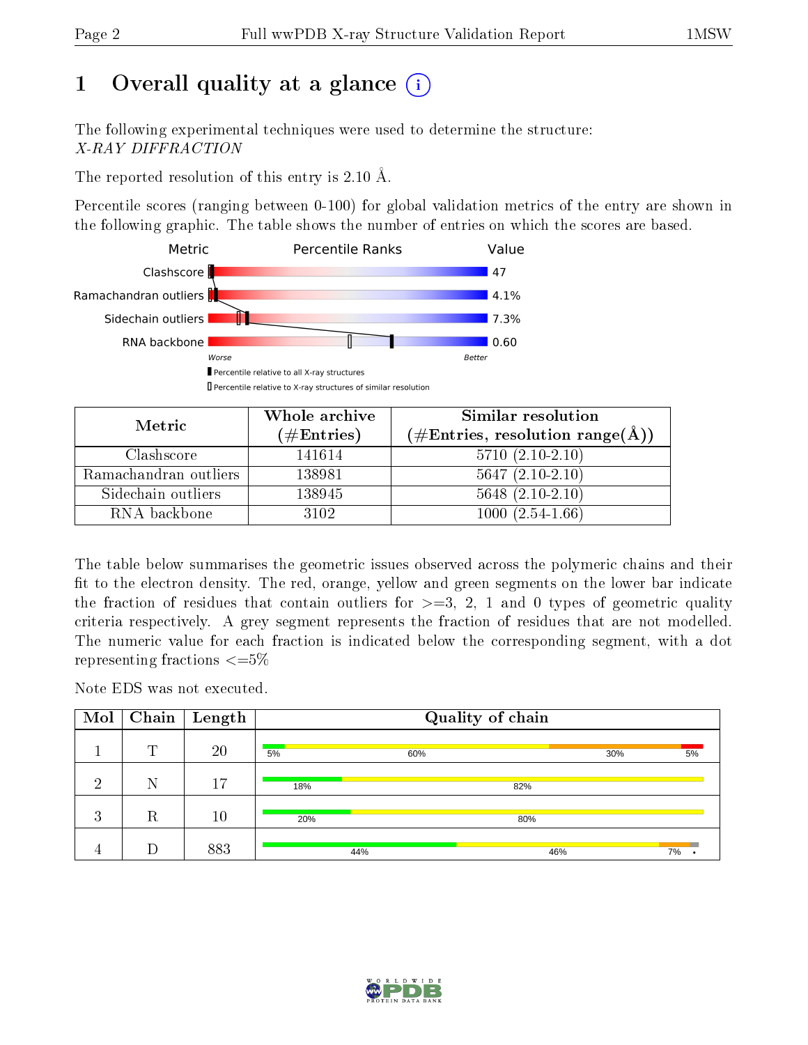# 1 Overall quality at a glance

The following experimental techniques were used to determine the structure:
*X-RAY DIFFRACTION*

The reported resolution of this entry is 2.10 Å.

Percentile scores (ranging between 0-100) for global validation metrics of the entry are shown in the following graphic. The table shows the number of entries on which the scores are based.

| Metric | Value |
|---|---|
| Clashscore | 47 |
| Ramachandran outliers | 4.1% |
| Sidechain outliers | 7.3% |
| RNA backbone | 0.60 |

| Metric | Whole archive (#Entries) | Similar resolution (#Entries, resolution range(Å)) |
|---|---|---|
| Clashscore | 141614 | 5710 (2.10-2.10) |
| Ramachandran outliers | 138981 | 5647 (2.10-2.10) |
| Sidechain outliers | 138945 | 5648 (2.10-2.10) |
| RNA backbone | 3102 | 1000 (2.54-1.66) |

The table below summarises the geometric issues observed across the polymeric chains and their fit to the electron density. The red, orange, yellow and green segments on the lower bar indicate the fraction of residues that contain outliers for >=3, 2, 1 and 0 types of geometric quality criteria respectively. A grey segment represents the fraction of residues that are not modelled. The numeric value for each fraction is indicated below the corresponding segment, with a dot representing fractions <=5%

Note EDS was not executed.

| Mol | Chain | Length | Quality of chain |
|---|---|---|---|
| 1 | T | 20 | 5%, 60%, 30%, 5% |
| 2 | N | 17 | 18%, 82% |
| 3 | R | 10 | 20%, 80% |
| 4 | D | 883 | 44%, 46%, 7%, • |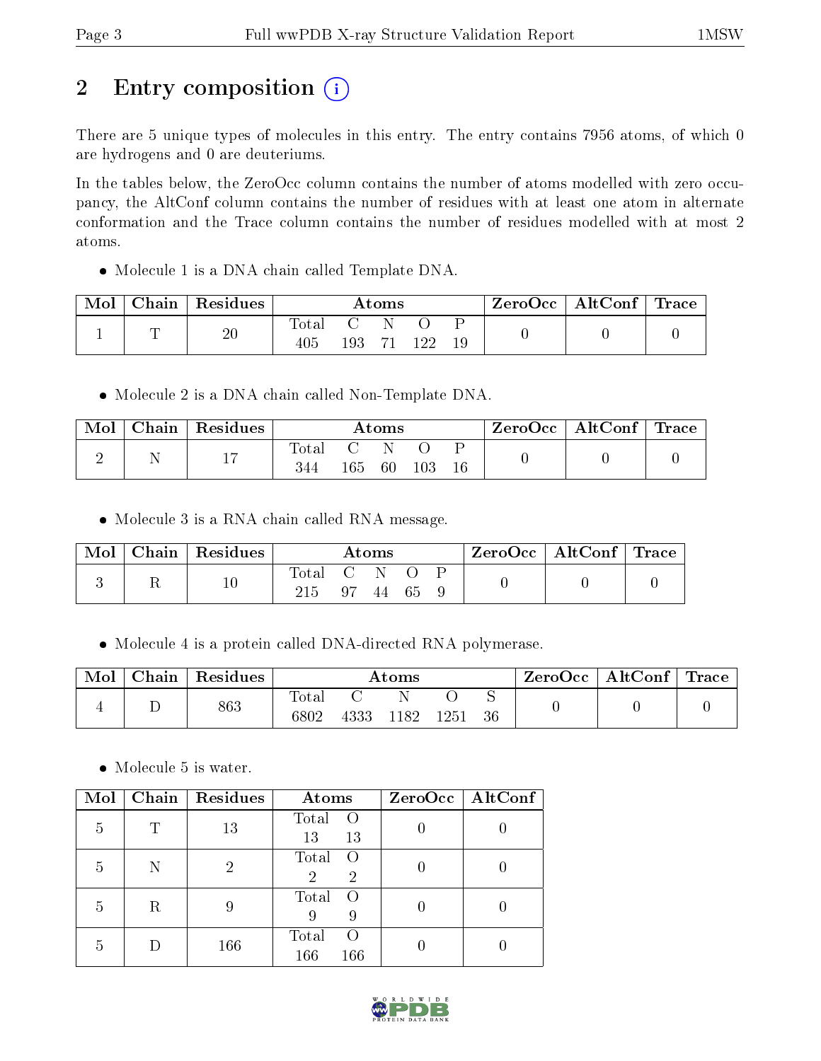## 2 Entry composition

There are 5 unique types of molecules in this entry. The entry contains 7956 atoms, of which 0 are hydrogens and 0 are deuteriums.

In the tables below, the ZeroOcc column contains the number of atoms modelled with zero occupancy, the AltConf column contains the number of residues with at least one atom in alternate conformation and the Trace column contains the number of residues modelled with at most 2 atoms.

- Molecule 1 is a DNA chain called Template DNA.

| Mol | Chain | Residues | Atoms | | | | | ZeroOcc | AltConf | Trace |
|---|---|---|---|---|---|---|---|---|---|---|
| 1 | T | 20 | Total<br>405 | C<br>193 | N<br>71 | O<br>122 | P<br>19 | 0 | 0 | 0 |

- Molecule 2 is a DNA chain called Non-Template DNA.

| Mol | Chain | Residues | Atoms | | | | | ZeroOcc | AltConf | Trace |
|---|---|---|---|---|---|---|---|---|---|---|
| 2 | N | 17 | Total<br>344 | C<br>165 | N<br>60 | O<br>103 | P<br>16 | 0 | 0 | 0 |

- Molecule 3 is a RNA chain called RNA message.

| Mol | Chain | Residues | Atoms | | | | | ZeroOcc | AltConf | Trace |
|---|---|---|---|---|---|---|---|---|---|---|
| 3 | R | 10 | Total<br>215 | C<br>97 | N<br>44 | O<br>65 | P<br>9 | 0 | 0 | 0 |

- Molecule 4 is a protein called DNA-directed RNA polymerase.

| Mol | Chain | Residues | Atoms | | | | | ZeroOcc | AltConf | Trace |
|---|---|---|---|---|---|---|---|---|---|---|
| 4 | D | 863 | Total<br>6802 | C<br>4333 | N<br>1182 | O<br>1251 | S<br>36 | 0 | 0 | 0 |

- Molecule 5 is water.

| Mol | Chain | Residues | Atoms | | ZeroOcc | AltConf |
|---|---|---|---|---|---|---|
| 5 | T | 13 | Total<br>13 | O<br>13 | 0 | 0 |
| 5 | N | 2 | Total<br>2 | O<br>2 | 0 | 0 |
| 5 | R | 9 | Total<br>9 | O<br>9 | 0 | 0 |
| 5 | D | 166 | Total<br>166 | O<br>166 | 0 | 0 |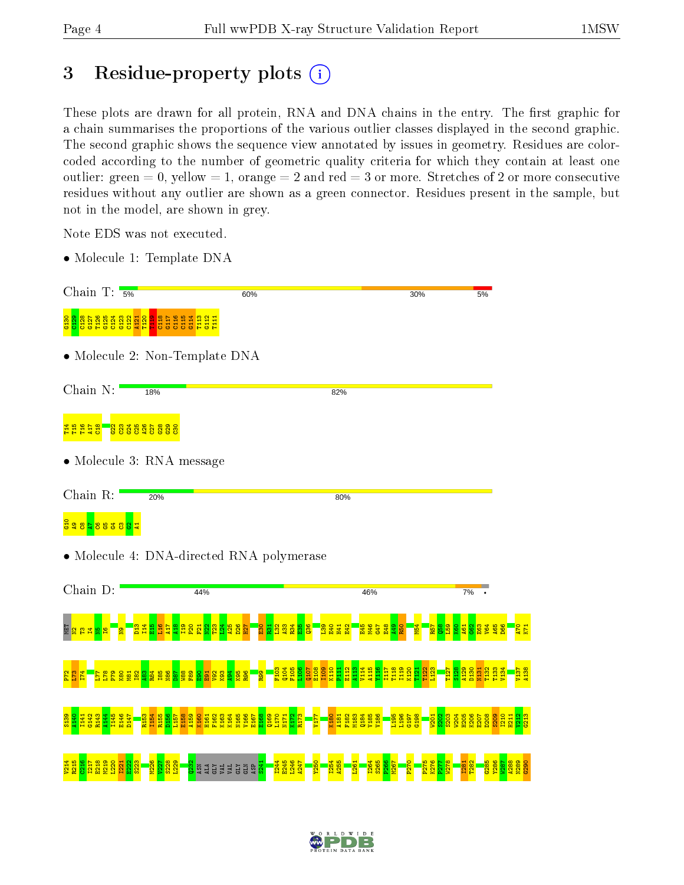# 3 Residue-property plots

These plots are drawn for all protein, RNA and DNA chains in the entry. The first graphic for a chain summarises the proportions of the various outlier classes displayed in the second graphic. The second graphic shows the sequence view annotated by issues in geometry. Residues are color-coded according to the number of geometric quality criteria for which they contain at least one outlier: green = 0, yellow = 1, orange = 2 and red = 3 or more. Stretches of 2 or more consecutive residues without any outlier are shown as a green connector. Residues present in the sample, but not in the model, are shown in grey.

Note EDS was not executed.

- Molecule 1: Template DNA

Chain T: 5% | 60% | 30% | 5%

G130 C129 C128 G127 T126 G125 G124 G123 C122 A121 T120 T119 C118 G117 C116 C115 G114 T113 G112 T111

- Molecule 2: Non-Template DNA

Chain N: 18% | 82%

T14 T15 T16 A17 C18 G22 C23 G24 C25 A26 C27 G28 G29 C30

- Molecule 3: RNA message

Chain R: 20% | 80%

G10 A9 C8 A7 C6 G5 G4 C3 G2 A1

- Molecule 4: DNA-directed RNA polymerase

Chain D: 44% | 46% | 7% | •

MET T2 T3 I4 N5 I6 N9 D13 I14 E15 L16 A17 A18 I19 P20 F21 W22 T23 L24 A25 D26 H27 E30 R31 L32 A33 R34 E35 Q36 L39 E40 H41 E42 E45 M46 G47 E48 A49 R50 M54 R57 Q58 L59 K60 A61 G62 E63 V64 A65 D66 A70 K71

P72 L73 I74 L77 L78 P79 K80 M81 I82 A83 R84 I85 N86 D87 W88 F89 E90 E91 V92 K93 A94 K95 R96 R99 F103 Q104 F105 L106 Q107 E108 I109 K110 P111 E112 A113 V114 A115 Y116 I117 T118 I119 K120 T121 T122 L123 T127 S128 A129 D130 N131 T132 T133 V134 V137 A138

S139 A140 I141 G142 R143 A144 I145 E146 D147 R153 I154 R155 D156 L157 E158 A159 K160 H161 F162 K163 K164 N165 V166 E167 E168 Q169 L170 N171 K172 R173 V177 K180 A181 R182 M183 Q184 V185 V186 L195 L196 G197 G198 W201 S202 S203 W204 H205 K206 E207 D208 S209 I210 H211 V212 G213

V214 R215 C216 I217 E218 M219 L220 I221 E222 S223 M226 V227 S228 L229 Q232 ASN ALA GLY VAL VAL GLY GLN ASP S241 I244 E245 L246 A247 Y250 I254 A255 L261 I264 S265 P266 M267 P270 P275 K276 P277 W278 I281 T282 G285 Y286 W287 A288 N289 G290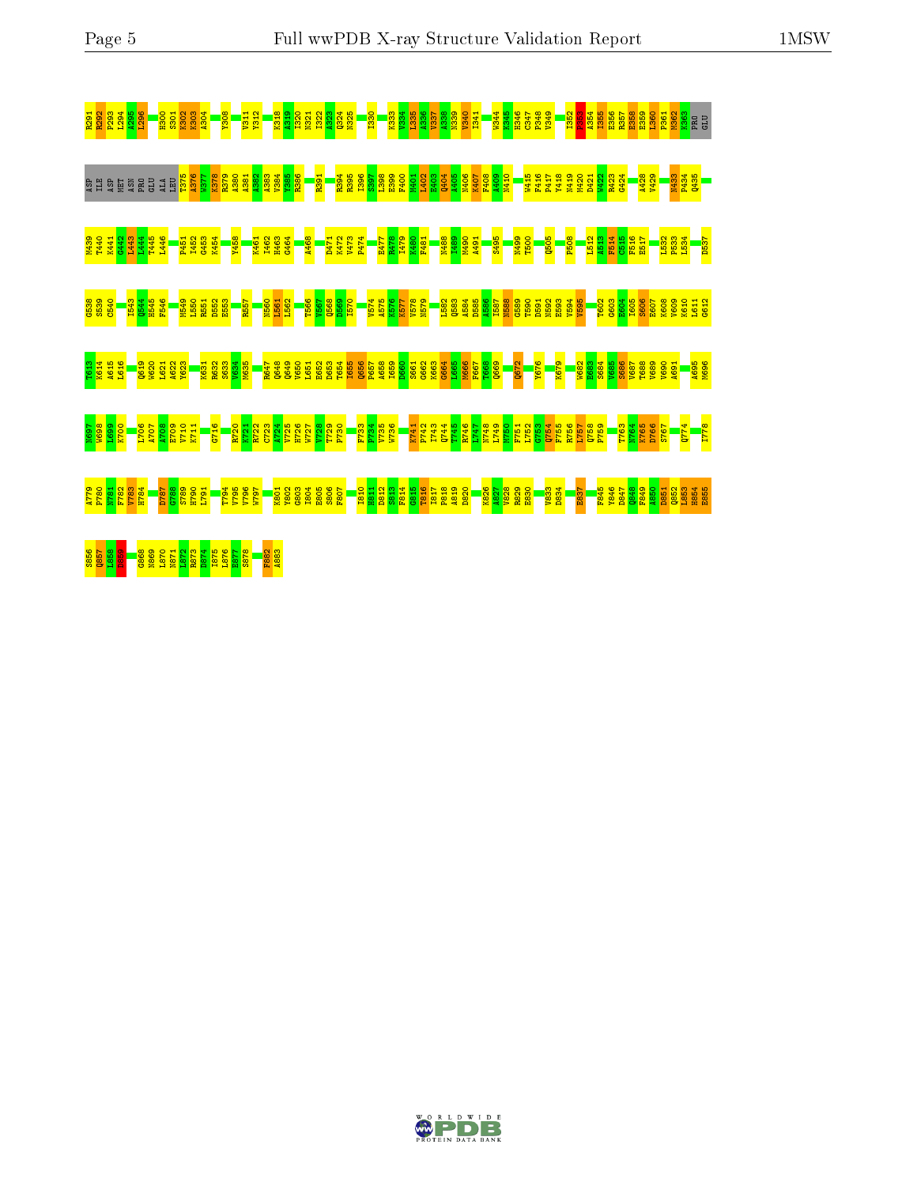R291 R292 P293 L294 A295 L296 H300 S301 K302 K303 A304 Y308 Y311 Y312 K318 A319 I320 N321 I322 A323 Q324 N325 I330 K333 V334 L335 A336 V337 A338 N339 V340 I341 W344 K345 H346 C347 P348 V349 I352 F353 A354 I355 E356 R357 R358 E359 L360 P361 M362 K363 PRO GLU

ASP ILE ASP MET ASN PRO GLU ALA LEU T375 A376 W377 K378 R379 A380 A381 A382 A383 V384 Y385 R386 R391 R394 R395 I396 S397 L398 E399 F400 M401 L402 E403 Q404 A405 N406 K407 F408 A409 N410 W415 F416 P417 Y418 N419 M420 D421 W422 R423 G424 A428 V429 N433 P434 Q435

N439 T440 K441 G442 I443 I444 T445 L446 P451 I452 G453 K454 Y458 K461 I462 H463 G464 A468 D471 K472 V473 P474 E477 R478 I479 K480 F481 N488 I489 H490 A491 S495 N499 T500 Q505 P508 L512 A513 F514 C515 F516 E517 L532 P533 L534 D537

G538 S539 C540 I543 Q544 H545 F546 M549 L550 R551 D552 E553 R557 N560 L561 L562 T566 V567 Q568 D569 I570 V574 A575 K576 K577 V578 N579 L582 Q583 A584 D585 A586 I587 N588 G589 T590 D591 N592 E593 V594 V595 T602 G603 E604 I605 S606 E607 K608 V609 K610 L611 G612

T613 K614 A615 L616 Q619 W620 L621 A622 Y623 K631 R632 S633 V634 M635 R647 Q648 Q649 V650 L651 E652 D653 T654 I655 Q656 P657 A658 I659 D660 S661 G662 K663 G664 L665 M666 F667 T668 Q669 Q672 Y676 K679 W682 E683 S684 V685 S686 V687 T688 V689 V690 A691 A695 M696

N697 W698 I699 K700 L706 A707 A708 E709 V710 K711 G716 R720 K721 R722 C723 A724 H725 H726 W727 V728 T729 F730 F733 F734 V735 W736 K741 P742 I743 Q744 I745 K746 L747 N748 L749 M750 F751 L752 G753 Q754 F755 R756 L757 Q758 F759 T763 N764 K765 D766 S767 Q774 I778

A779 F780 N781 F782 V783 H784 D787 G788 S789 H790 L791 T794 V795 V796 W797 K801 Y802 G803 I804 E805 S806 F807 I810 H811 D812 S813 F814 G815 T816 I817 P818 A819 D820 K826 A827 V828 R829 E830 V833 D834 E837 F845 Y846 D847 Q848 F849 A850 D851 Q852 L853 H854 E855

S856 Q857 L858 D859 G868 N869 L870 N871 L872 R873 D874 I875 L876 E877 S878 F882 A883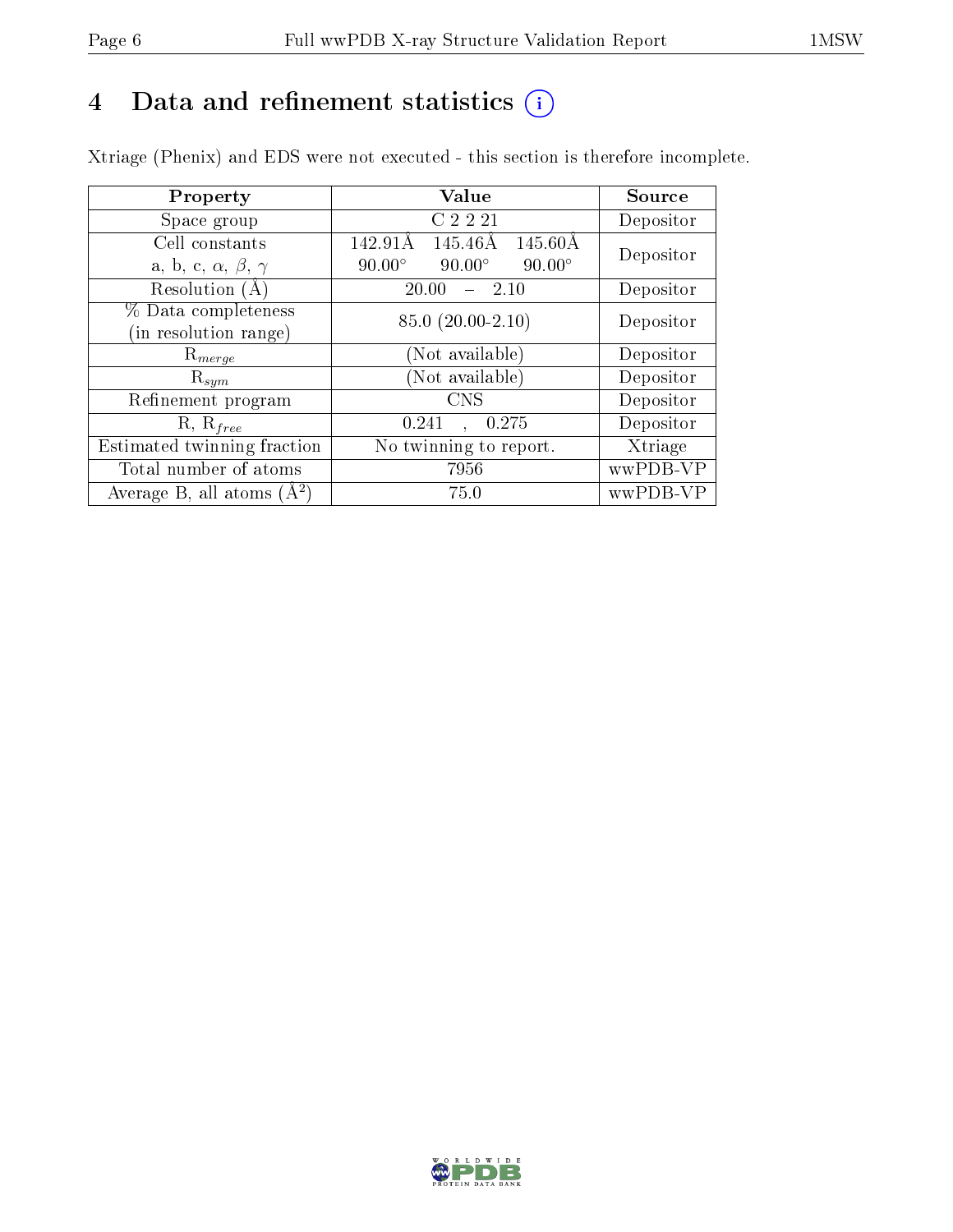# 4 Data and refinement statistics

Xtriage (Phenix) and EDS were not executed - this section is therefore incomplete.

| Property | Value | Source |
|---|---|---|
| Space group | C 2 2 21 | Depositor |
| Cell constants<br>a, b, c, $\alpha$, $\beta$, $\gamma$ | 142.91Å 145.46Å 145.60Å<br>90.00° 90.00° 90.00° | Depositor |
| Resolution (Å) | 20.00 – 2.10 | Depositor |
| % Data completeness<br>(in resolution range) | 85.0 (20.00-2.10) | Depositor |
| $R_{merge}$ | (Not available) | Depositor |
| $R_{sym}$ | (Not available) | Depositor |
| Refinement program | CNS | Depositor |
| R, $R_{free}$ | 0.241 , 0.275 | Depositor |
| Estimated twinning fraction | No twinning to report. | Xtriage |
| Total number of atoms | 7956 | wwPDB-VP |
| Average B, all atoms (Å$^2$) | 75.0 | wwPDB-VP |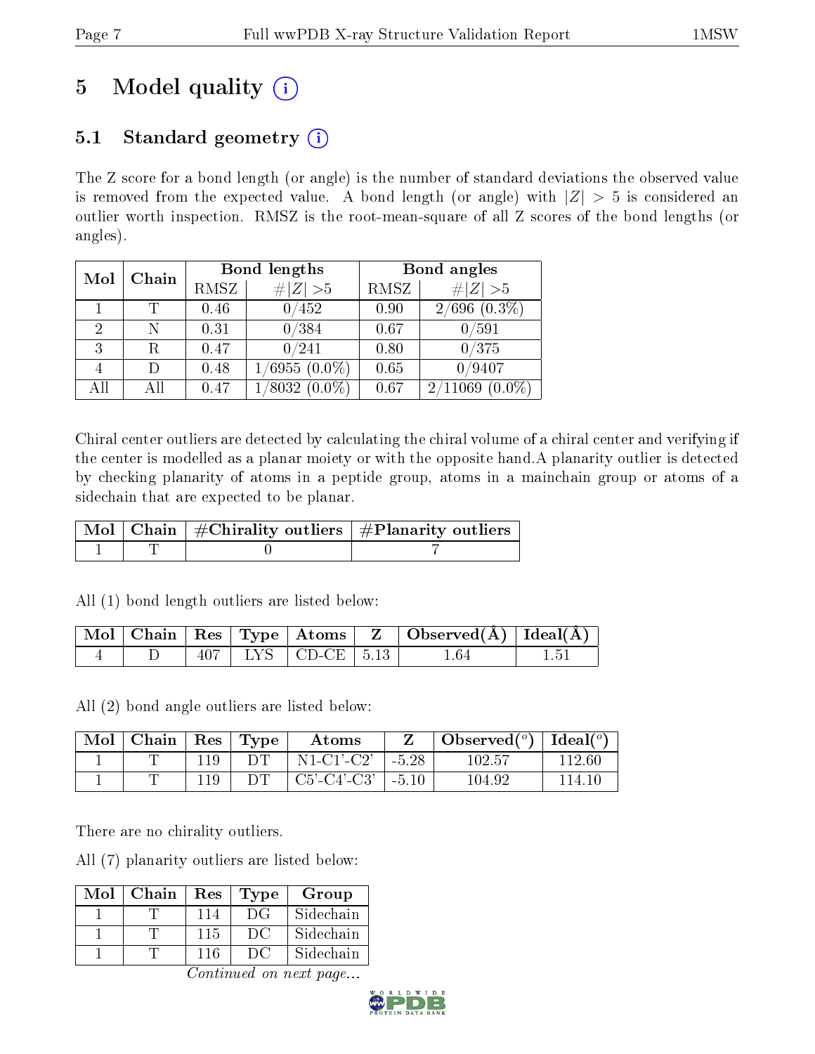# 5 Model quality (i)

## 5.1 Standard geometry (i)

The Z score for a bond length (or angle) is the number of standard deviations the observed value is removed from the expected value. A bond length (or angle) with $|Z| > 5$ is considered an outlier worth inspection. RMSZ is the root-mean-square of all Z scores of the bond lengths (or angles).

| Mol | Chain | Bond lengths | | Bond angles | |
|---|---|---|---|---|---|
| | | RMSZ | #$\|Z\|$ >5 | RMSZ | #$\|Z\|$ >5 |
| 1 | T | 0.46 | 0/452 | 0.90 | 2/696 (0.3%) |
| 2 | N | 0.31 | 0/384 | 0.67 | 0/591 |
| 3 | R | 0.47 | 0/241 | 0.80 | 0/375 |
| 4 | D | 0.48 | 1/6955 (0.0%) | 0.65 | 0/9407 |
| All | All | 0.47 | 1/8032 (0.0%) | 0.67 | 2/11069 (0.0%) |

Chiral center outliers are detected by calculating the chiral volume of a chiral center and verifying if the center is modelled as a planar moiety or with the opposite hand.A planarity outlier is detected by checking planarity of atoms in a peptide group, atoms in a mainchain group or atoms of a sidechain that are expected to be planar.

| Mol | Chain | #Chirality outliers | #Planarity outliers |
|---|---|---|---|
| 1 | T | 0 | 7 |

All (1) bond length outliers are listed below:

| Mol | Chain | Res | Type | Atoms | Z | Observed(Å) | Ideal(Å) |
|---|---|---|---|---|---|---|---|
| 4 | D | 407 | LYS | CD-CE | 5.13 | 1.64 | 1.51 |

All (2) bond angle outliers are listed below:

| Mol | Chain | Res | Type | Atoms | Z | Observed($^o$) | Ideal($^o$) |
|---|---|---|---|---|---|---|---|
| 1 | T | 119 | DT | N1-C1'-C2' | -5.28 | 102.57 | 112.60 |
| 1 | T | 119 | DT | C5'-C4'-C3' | -5.10 | 104.92 | 114.10 |

There are no chirality outliers.

All (7) planarity outliers are listed below:

| Mol | Chain | Res | Type | Group |
|---|---|---|---|---|
| 1 | T | 114 | DG | Sidechain |
| 1 | T | 115 | DC | Sidechain |
| 1 | T | 116 | DC | Sidechain |

*Continued on next page...*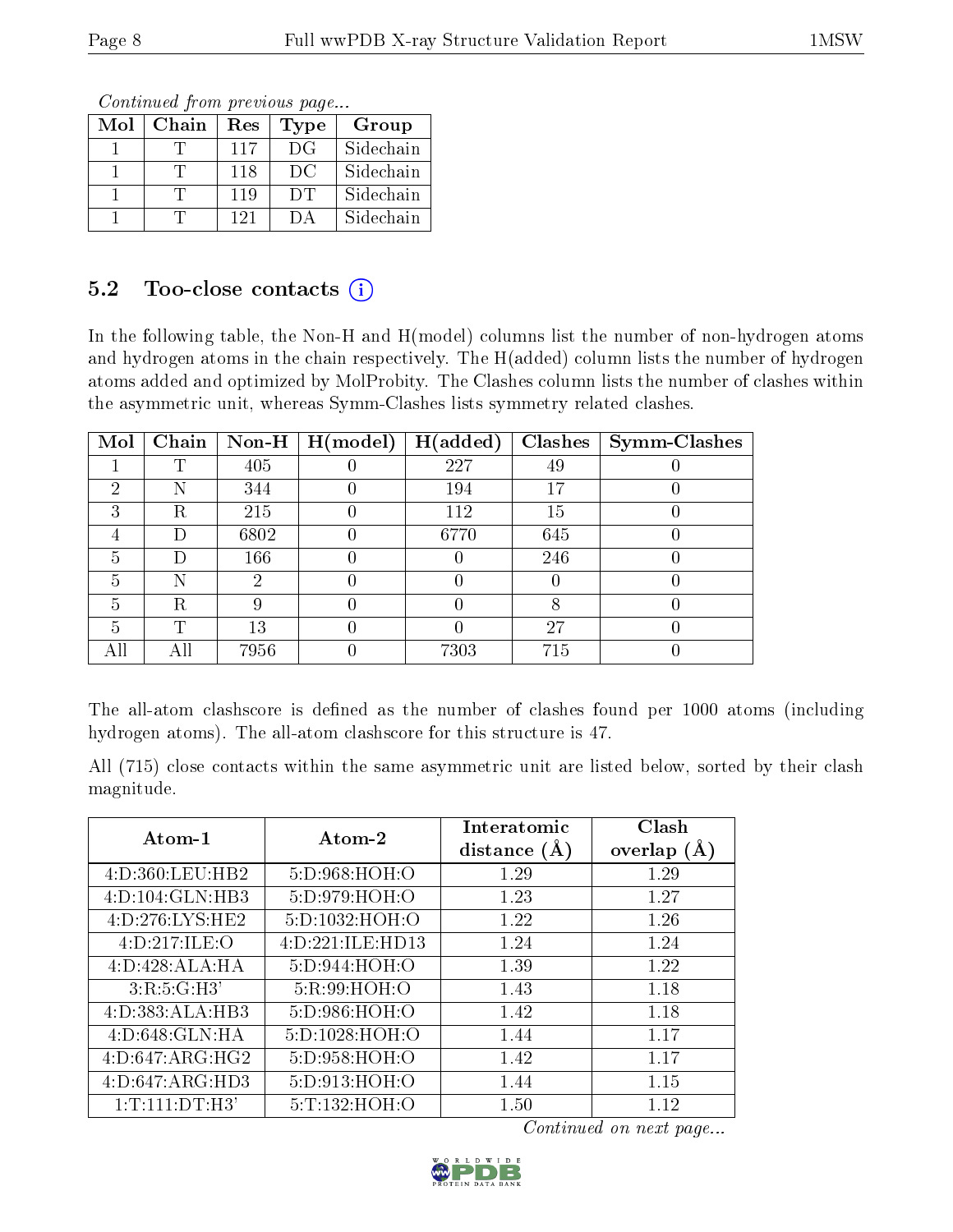*Continued from previous page...*

| Mol | Chain | Res | Type | Group |
|---|---|---|---|---|
| 1 | T | 117 | DG | Sidechain |
| 1 | T | 118 | DC | Sidechain |
| 1 | T | 119 | DT | Sidechain |
| 1 | T | 121 | DA | Sidechain |

### 5.2 Too-close contacts (i)

In the following table, the Non-H and H(model) columns list the number of non-hydrogen atoms and hydrogen atoms in the chain respectively. The H(added) column lists the number of hydrogen atoms added and optimized by MolProbity. The Clashes column lists the number of clashes within the asymmetric unit, whereas Symm-Clashes lists symmetry related clashes.

| Mol | Chain | Non-H | H(model) | H(added) | Clashes | Symm-Clashes |
|---|---|---|---|---|---|---|
| 1 | T | 405 | 0 | 227 | 49 | 0 |
| 2 | N | 344 | 0 | 194 | 17 | 0 |
| 3 | R | 215 | 0 | 112 | 15 | 0 |
| 4 | D | 6802 | 0 | 6770 | 645 | 0 |
| 5 | D | 166 | 0 | 0 | 246 | 0 |
| 5 | N | 2 | 0 | 0 | 0 | 0 |
| 5 | R | 9 | 0 | 0 | 8 | 0 |
| 5 | T | 13 | 0 | 0 | 27 | 0 |
| All | All | 7956 | 0 | 7303 | 715 | 0 |

The all-atom clashscore is defined as the number of clashes found per 1000 atoms (including hydrogen atoms). The all-atom clashscore for this structure is 47.

All (715) close contacts within the same asymmetric unit are listed below, sorted by their clash magnitude.

| Atom-1 | Atom-2 | Interatomic distance (Å) | Clash overlap (Å) |
|---|---|---|---|
| 4:D:360:LEU:HB2 | 5:D:968:HOH:O | 1.29 | 1.29 |
| 4:D:104:GLN:HB3 | 5:D:979:HOH:O | 1.23 | 1.27 |
| 4:D:276:LYS:HE2 | 5:D:1032:HOH:O | 1.22 | 1.26 |
| 4:D:217:ILE:O | 4:D:221:ILE:HD13 | 1.24 | 1.24 |
| 4:D:428:ALA:HA | 5:D:944:HOH:O | 1.39 | 1.22 |
| 3:R:5:G:H3' | 5:R:99:HOH:O | 1.43 | 1.18 |
| 4:D:383:ALA:HB3 | 5:D:986:HOH:O | 1.42 | 1.18 |
| 4:D:648:GLN:HA | 5:D:1028:HOH:O | 1.44 | 1.17 |
| 4:D:647:ARG:HG2 | 5:D:958:HOH:O | 1.42 | 1.17 |
| 4:D:647:ARG:HD3 | 5:D:913:HOH:O | 1.44 | 1.15 |
| 1:T:111:DT:H3' | 5:T:132:HOH:O | 1.50 | 1.12 |

*Continued on next page...*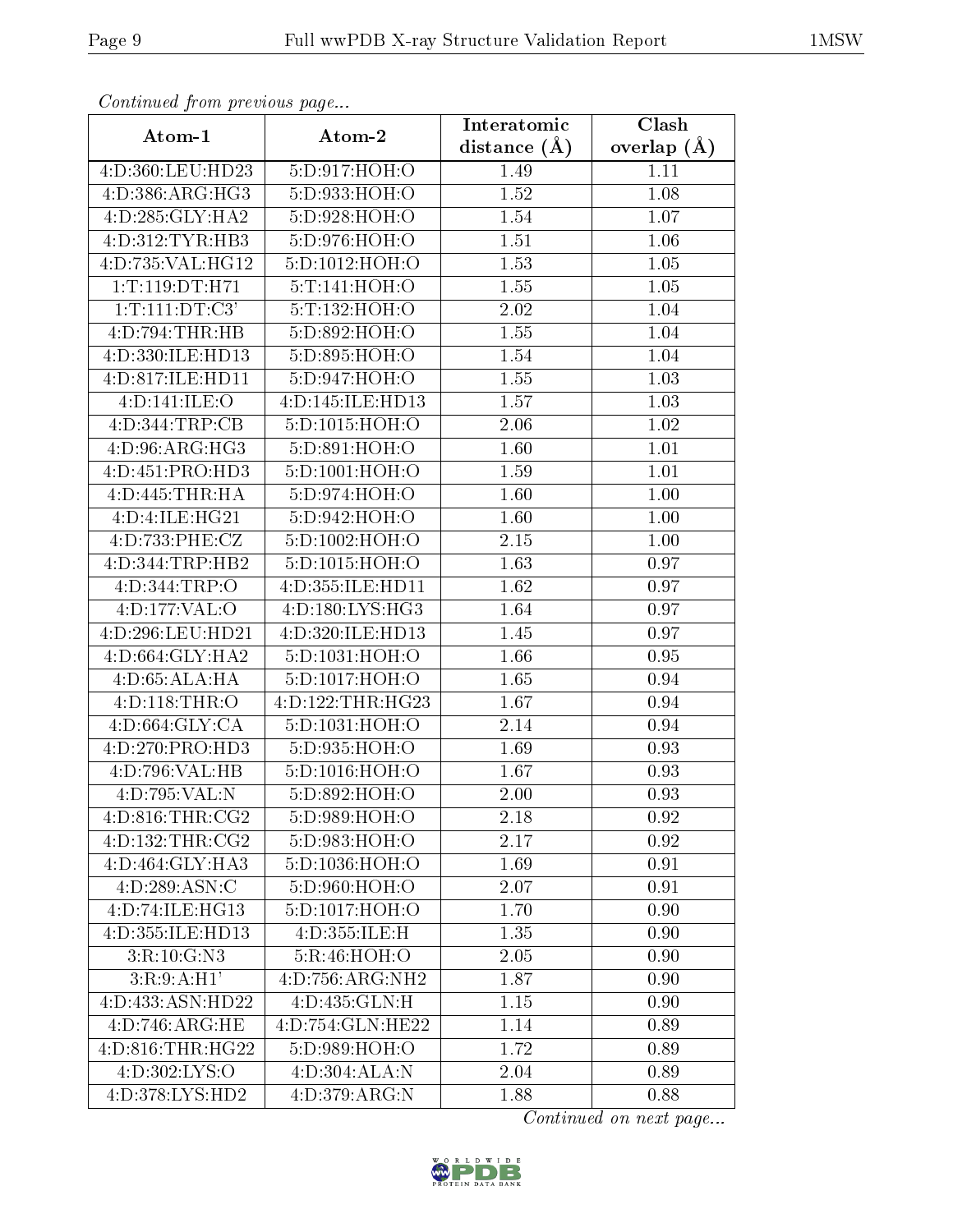*Continued from previous page...*

| Atom-1 | Atom-2 | Interatomic distance (Å) | Clash overlap (Å) |
|---|---|---|---|
| 4:D:360:LEU:HD23 | 5:D:917:HOH:O | 1.49 | 1.11 |
| 4:D:386:ARG:HG3 | 5:D:933:HOH:O | 1.52 | 1.08 |
| 4:D:285:GLY:HA2 | 5:D:928:HOH:O | 1.54 | 1.07 |
| 4:D:312:TYR:HB3 | 5:D:976:HOH:O | 1.51 | 1.06 |
| 4:D:735:VAL:HG12 | 5:D:1012:HOH:O | 1.53 | 1.05 |
| 1:T:119:DT:H71 | 5:T:141:HOH:O | 1.55 | 1.05 |
| 1:T:111:DT:C3' | 5:T:132:HOH:O | 2.02 | 1.04 |
| 4:D:794:THR:HB | 5:D:892:HOH:O | 1.55 | 1.04 |
| 4:D:330:ILE:HD13 | 5:D:895:HOH:O | 1.54 | 1.04 |
| 4:D:817:ILE:HD11 | 5:D:947:HOH:O | 1.55 | 1.03 |
| 4:D:141:ILE:O | 4:D:145:ILE:HD13 | 1.57 | 1.03 |
| 4:D:344:TRP:CB | 5:D:1015:HOH:O | 2.06 | 1.02 |
| 4:D:96:ARG:HG3 | 5:D:891:HOH:O | 1.60 | 1.01 |
| 4:D:451:PRO:HD3 | 5:D:1001:HOH:O | 1.59 | 1.01 |
| 4:D:445:THR:HA | 5:D:974:HOH:O | 1.60 | 1.00 |
| 4:D:4:ILE:HG21 | 5:D:942:HOH:O | 1.60 | 1.00 |
| 4:D:733:PHE:CZ | 5:D:1002:HOH:O | 2.15 | 1.00 |
| 4:D:344:TRP:HB2 | 5:D:1015:HOH:O | 1.63 | 0.97 |
| 4:D:344:TRP:O | 4:D:355:ILE:HD11 | 1.62 | 0.97 |
| 4:D:177:VAL:O | 4:D:180:LYS:HG3 | 1.64 | 0.97 |
| 4:D:296:LEU:HD21 | 4:D:320:ILE:HD13 | 1.45 | 0.97 |
| 4:D:664:GLY:HA2 | 5:D:1031:HOH:O | 1.66 | 0.95 |
| 4:D:65:ALA:HA | 5:D:1017:HOH:O | 1.65 | 0.94 |
| 4:D:118:THR:O | 4:D:122:THR:HG23 | 1.67 | 0.94 |
| 4:D:664:GLY:CA | 5:D:1031:HOH:O | 2.14 | 0.94 |
| 4:D:270:PRO:HD3 | 5:D:935:HOH:O | 1.69 | 0.93 |
| 4:D:796:VAL:HB | 5:D:1016:HOH:O | 1.67 | 0.93 |
| 4:D:795:VAL:N | 5:D:892:HOH:O | 2.00 | 0.93 |
| 4:D:816:THR:CG2 | 5:D:989:HOH:O | 2.18 | 0.92 |
| 4:D:132:THR:CG2 | 5:D:983:HOH:O | 2.17 | 0.92 |
| 4:D:464:GLY:HA3 | 5:D:1036:HOH:O | 1.69 | 0.91 |
| 4:D:289:ASN:C | 5:D:960:HOH:O | 2.07 | 0.91 |
| 4:D:74:ILE:HG13 | 5:D:1017:HOH:O | 1.70 | 0.90 |
| 4:D:355:ILE:HD13 | 4:D:355:ILE:H | 1.35 | 0.90 |
| 3:R:10:G:N3 | 5:R:46:HOH:O | 2.05 | 0.90 |
| 3:R:9:A:H1' | 4:D:756:ARG:NH2 | 1.87 | 0.90 |
| 4:D:433:ASN:HD22 | 4:D:435:GLN:H | 1.15 | 0.90 |
| 4:D:746:ARG:HE | 4:D:754:GLN:HE22 | 1.14 | 0.89 |
| 4:D:816:THR:HG22 | 5:D:989:HOH:O | 1.72 | 0.89 |
| 4:D:302:LYS:O | 4:D:304:ALA:N | 2.04 | 0.89 |
| 4:D:378:LYS:HD2 | 4:D:379:ARG:N | 1.88 | 0.88 |

*Continued on next page...*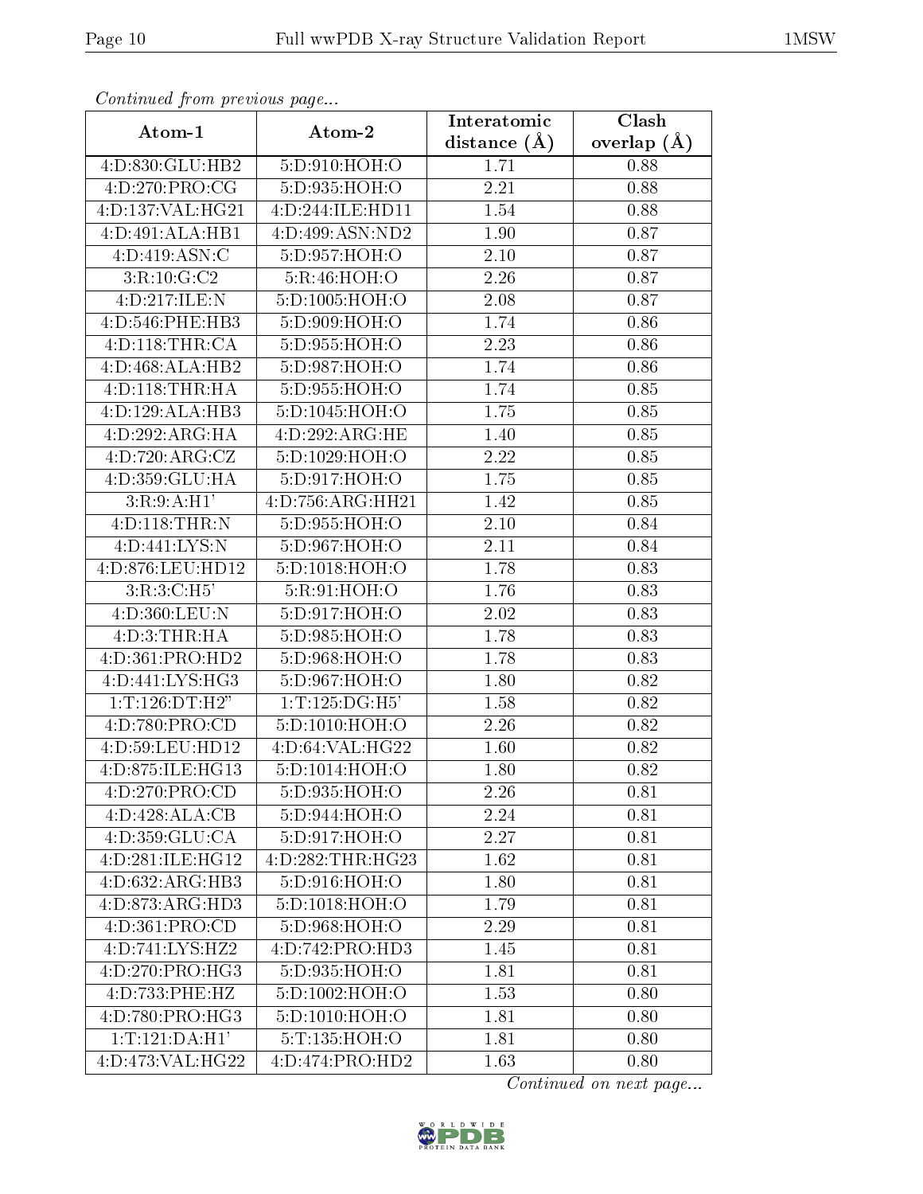*Continued from previous page...*

| Atom-1 | Atom-2 | Interatomic distance (Å) | Clash overlap (Å) |
| --- | --- | --- | --- |
| 4:D:830:GLU:HB2 | 5:D:910:HOH:O | 1.71 | 0.88 |
| 4:D:270:PRO:CG | 5:D:935:HOH:O | 2.21 | 0.88 |
| 4:D:137:VAL:HG21 | 4:D:244:ILE:HD11 | 1.54 | 0.88 |
| 4:D:491:ALA:HB1 | 4:D:499:ASN:ND2 | 1.90 | 0.87 |
| 4:D:419:ASN:C | 5:D:957:HOH:O | 2.10 | 0.87 |
| 3:R:10:G:C2 | 5:R:46:HOH:O | 2.26 | 0.87 |
| 4:D:217:ILE:N | 5:D:1005:HOH:O | 2.08 | 0.87 |
| 4:D:546:PHE:HB3 | 5:D:909:HOH:O | 1.74 | 0.86 |
| 4:D:118:THR:CA | 5:D:955:HOH:O | 2.23 | 0.86 |
| 4:D:468:ALA:HB2 | 5:D:987:HOH:O | 1.74 | 0.86 |
| 4:D:118:THR:HA | 5:D:955:HOH:O | 1.74 | 0.85 |
| 4:D:129:ALA:HB3 | 5:D:1045:HOH:O | 1.75 | 0.85 |
| 4:D:292:ARG:HA | 4:D:292:ARG:HE | 1.40 | 0.85 |
| 4:D:720:ARG:CZ | 5:D:1029:HOH:O | 2.22 | 0.85 |
| 4:D:359:GLU:HA | 5:D:917:HOH:O | 1.75 | 0.85 |
| 3:R:9:A:H1' | 4:D:756:ARG:HH21 | 1.42 | 0.85 |
| 4:D:118:THR:N | 5:D:955:HOH:O | 2.10 | 0.84 |
| 4:D:441:LYS:N | 5:D:967:HOH:O | 2.11 | 0.84 |
| 4:D:876:LEU:HD12 | 5:D:1018:HOH:O | 1.78 | 0.83 |
| 3:R:3:C:H5' | 5:R:91:HOH:O | 1.76 | 0.83 |
| 4:D:360:LEU:N | 5:D:917:HOH:O | 2.02 | 0.83 |
| 4:D:3:THR:HA | 5:D:985:HOH:O | 1.78 | 0.83 |
| 4:D:361:PRO:HD2 | 5:D:968:HOH:O | 1.78 | 0.83 |
| 4:D:441:LYS:HG3 | 5:D:967:HOH:O | 1.80 | 0.82 |
| 1:T:126:DT:H2" | 1:T:125:DG:H5' | 1.58 | 0.82 |
| 4:D:780:PRO:CD | 5:D:1010:HOH:O | 2.26 | 0.82 |
| 4:D:59:LEU:HD12 | 4:D:64:VAL:HG22 | 1.60 | 0.82 |
| 4:D:875:ILE:HG13 | 5:D:1014:HOH:O | 1.80 | 0.82 |
| 4:D:270:PRO:CD | 5:D:935:HOH:O | 2.26 | 0.81 |
| 4:D:428:ALA:CB | 5:D:944:HOH:O | 2.24 | 0.81 |
| 4:D:359:GLU:CA | 5:D:917:HOH:O | 2.27 | 0.81 |
| 4:D:281:ILE:HG12 | 4:D:282:THR:HG23 | 1.62 | 0.81 |
| 4:D:632:ARG:HB3 | 5:D:916:HOH:O | 1.80 | 0.81 |
| 4:D:873:ARG:HD3 | 5:D:1018:HOH:O | 1.79 | 0.81 |
| 4:D:361:PRO:CD | 5:D:968:HOH:O | 2.29 | 0.81 |
| 4:D:741:LYS:HZ2 | 4:D:742:PRO:HD3 | 1.45 | 0.81 |
| 4:D:270:PRO:HG3 | 5:D:935:HOH:O | 1.81 | 0.81 |
| 4:D:733:PHE:HZ | 5:D:1002:HOH:O | 1.53 | 0.80 |
| 4:D:780:PRO:HG3 | 5:D:1010:HOH:O | 1.81 | 0.80 |
| 1:T:121:DA:H1' | 5:T:135:HOH:O | 1.81 | 0.80 |
| 4:D:473:VAL:HG22 | 4:D:474:PRO:HD2 | 1.63 | 0.80 |

*Continued on next page...*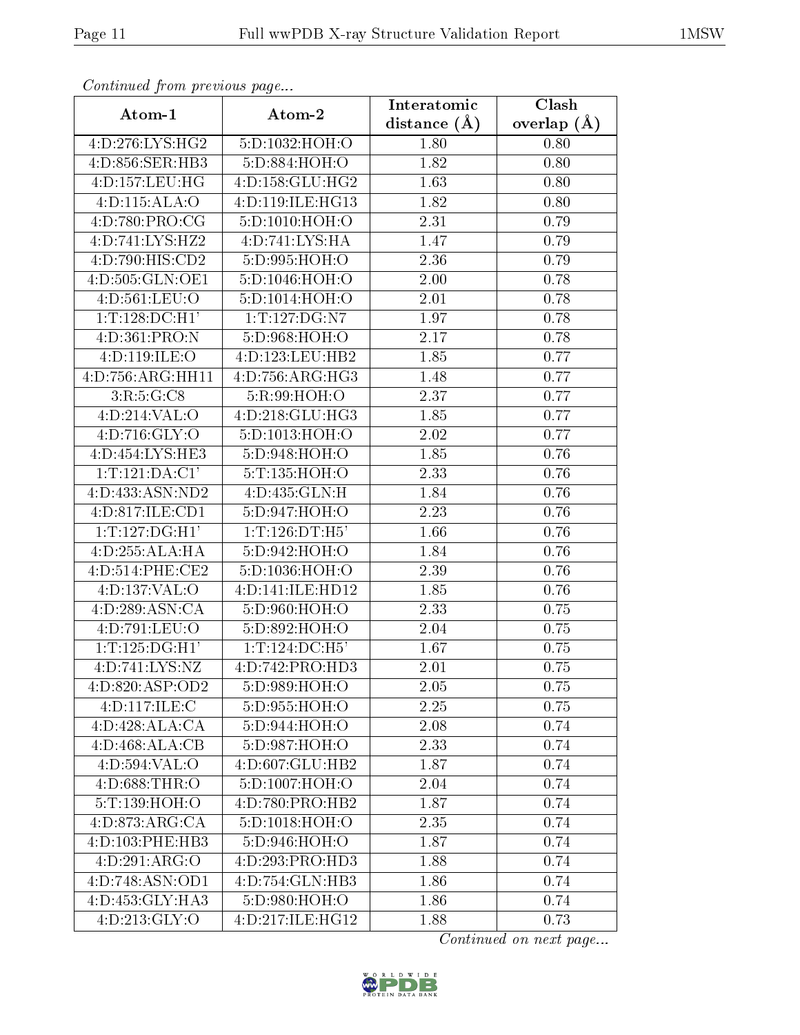*Continued from previous page...*

| Atom-1 | Atom-2 | Interatomic distance (Å) | Clash overlap (Å) |
|---|---|---|---|
| 4:D:276:LYS:HG2 | 5:D:1032:HOH:O | 1.80 | 0.80 |
| 4:D:856:SER:HB3 | 5:D:884:HOH:O | 1.82 | 0.80 |
| 4:D:157:LEU:HG | 4:D:158:GLU:HG2 | 1.63 | 0.80 |
| 4:D:115:ALA:O | 4:D:119:ILE:HG13 | 1.82 | 0.80 |
| 4:D:780:PRO:CG | 5:D:1010:HOH:O | 2.31 | 0.79 |
| 4:D:741:LYS:HZ2 | 4:D:741:LYS:HA | 1.47 | 0.79 |
| 4:D:790:HIS:CD2 | 5:D:995:HOH:O | 2.36 | 0.79 |
| 4:D:505:GLN:OE1 | 5:D:1046:HOH:O | 2.00 | 0.78 |
| 4:D:561:LEU:O | 5:D:1014:HOH:O | 2.01 | 0.78 |
| 1:T:128:DC:H1' | 1:T:127:DG:N7 | 1.97 | 0.78 |
| 4:D:361:PRO:N | 5:D:968:HOH:O | 2.17 | 0.78 |
| 4:D:119:ILE:O | 4:D:123:LEU:HB2 | 1.85 | 0.77 |
| 4:D:756:ARG:HH11 | 4:D:756:ARG:HG3 | 1.48 | 0.77 |
| 3:R:5:G:C8 | 5:R:99:HOH:O | 2.37 | 0.77 |
| 4:D:214:VAL:O | 4:D:218:GLU:HG3 | 1.85 | 0.77 |
| 4:D:716:GLY:O | 5:D:1013:HOH:O | 2.02 | 0.77 |
| 4:D:454:LYS:HE3 | 5:D:948:HOH:O | 1.85 | 0.76 |
| 1:T:121:DA:C1' | 5:T:135:HOH:O | 2.33 | 0.76 |
| 4:D:433:ASN:ND2 | 4:D:435:GLN:H | 1.84 | 0.76 |
| 4:D:817:ILE:CD1 | 5:D:947:HOH:O | 2.23 | 0.76 |
| 1:T:127:DG:H1' | 1:T:126:DT:H5' | 1.66 | 0.76 |
| 4:D:255:ALA:HA | 5:D:942:HOH:O | 1.84 | 0.76 |
| 4:D:514:PHE:CE2 | 5:D:1036:HOH:O | 2.39 | 0.76 |
| 4:D:137:VAL:O | 4:D:141:ILE:HD12 | 1.85 | 0.76 |
| 4:D:289:ASN:CA | 5:D:960:HOH:O | 2.33 | 0.75 |
| 4:D:791:LEU:O | 5:D:892:HOH:O | 2.04 | 0.75 |
| 1:T:125:DG:H1' | 1:T:124:DC:H5' | 1.67 | 0.75 |
| 4:D:741:LYS:NZ | 4:D:742:PRO:HD3 | 2.01 | 0.75 |
| 4:D:820:ASP:OD2 | 5:D:989:HOH:O | 2.05 | 0.75 |
| 4:D:117:ILE:C | 5:D:955:HOH:O | 2.25 | 0.75 |
| 4:D:428:ALA:CA | 5:D:944:HOH:O | 2.08 | 0.74 |
| 4:D:468:ALA:CB | 5:D:987:HOH:O | 2.33 | 0.74 |
| 4:D:594:VAL:O | 4:D:607:GLU:HB2 | 1.87 | 0.74 |
| 4:D:688:THR:O | 5:D:1007:HOH:O | 2.04 | 0.74 |
| 5:T:139:HOH:O | 4:D:780:PRO:HB2 | 1.87 | 0.74 |
| 4:D:873:ARG:CA | 5:D:1018:HOH:O | 2.35 | 0.74 |
| 4:D:103:PHE:HB3 | 5:D:946:HOH:O | 1.87 | 0.74 |
| 4:D:291:ARG:O | 4:D:293:PRO:HD3 | 1.88 | 0.74 |
| 4:D:748:ASN:OD1 | 4:D:754:GLN:HB3 | 1.86 | 0.74 |
| 4:D:453:GLY:HA3 | 5:D:980:HOH:O | 1.86 | 0.74 |
| 4:D:213:GLY:O | 4:D:217:ILE:HG12 | 1.88 | 0.73 |

*Continued on next page...*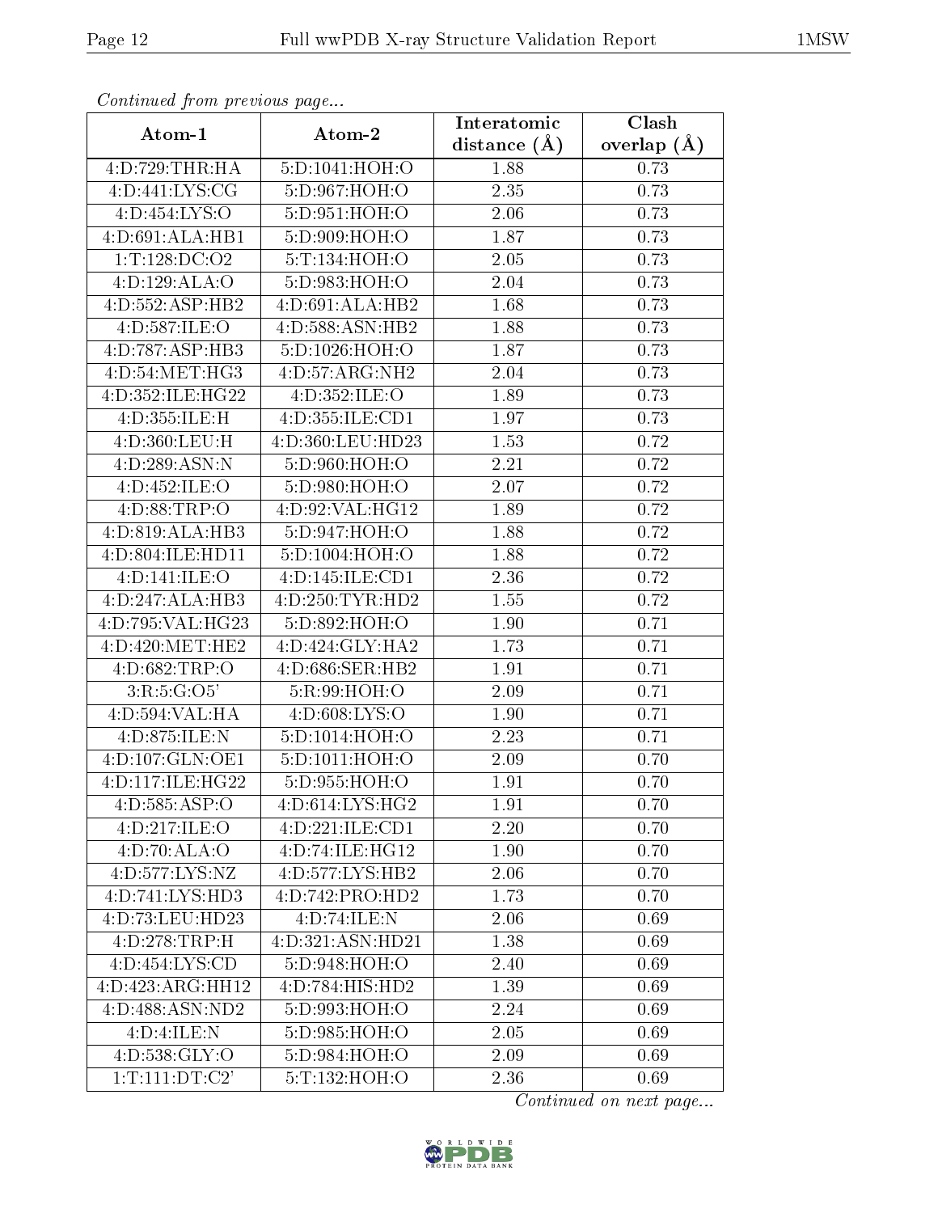*Continued from previous page...*

| Atom-1 | Atom-2 | Interatomic distance (Å) | Clash overlap (Å) |
|---|---|---|---|
| 4:D:729:THR:HA | 5:D:1041:HOH:O | 1.88 | 0.73 |
| 4:D:441:LYS:CG | 5:D:967:HOH:O | 2.35 | 0.73 |
| 4:D:454:LYS:O | 5:D:951:HOH:O | 2.06 | 0.73 |
| 4:D:691:ALA:HB1 | 5:D:909:HOH:O | 1.87 | 0.73 |
| 1:T:128:DC:O2 | 5:T:134:HOH:O | 2.05 | 0.73 |
| 4:D:129:ALA:O | 5:D:983:HOH:O | 2.04 | 0.73 |
| 4:D:552:ASP:HB2 | 4:D:691:ALA:HB2 | 1.68 | 0.73 |
| 4:D:587:ILE:O | 4:D:588:ASN:HB2 | 1.88 | 0.73 |
| 4:D:787:ASP:HB3 | 5:D:1026:HOH:O | 1.87 | 0.73 |
| 4:D:54:MET:HG3 | 4:D:57:ARG:NH2 | 2.04 | 0.73 |
| 4:D:352:ILE:HG22 | 4:D:352:ILE:O | 1.89 | 0.73 |
| 4:D:355:ILE:H | 4:D:355:ILE:CD1 | 1.97 | 0.73 |
| 4:D:360:LEU:H | 4:D:360:LEU:HD23 | 1.53 | 0.72 |
| 4:D:289:ASN:N | 5:D:960:HOH:O | 2.21 | 0.72 |
| 4:D:452:ILE:O | 5:D:980:HOH:O | 2.07 | 0.72 |
| 4:D:88:TRP:O | 4:D:92:VAL:HG12 | 1.89 | 0.72 |
| 4:D:819:ALA:HB3 | 5:D:947:HOH:O | 1.88 | 0.72 |
| 4:D:804:ILE:HD11 | 5:D:1004:HOH:O | 1.88 | 0.72 |
| 4:D:141:ILE:O | 4:D:145:ILE:CD1 | 2.36 | 0.72 |
| 4:D:247:ALA:HB3 | 4:D:250:TYR:HD2 | 1.55 | 0.72 |
| 4:D:795:VAL:HG23 | 5:D:892:HOH:O | 1.90 | 0.71 |
| 4:D:420:MET:HE2 | 4:D:424:GLY:HA2 | 1.73 | 0.71 |
| 4:D:682:TRP:O | 4:D:686:SER:HB2 | 1.91 | 0.71 |
| 3:R:5:G:O5' | 5:R:99:HOH:O | 2.09 | 0.71 |
| 4:D:594:VAL:HA | 4:D:608:LYS:O | 1.90 | 0.71 |
| 4:D:875:ILE:N | 5:D:1014:HOH:O | 2.23 | 0.71 |
| 4:D:107:GLN:OE1 | 5:D:1011:HOH:O | 2.09 | 0.70 |
| 4:D:117:ILE:HG22 | 5:D:955:HOH:O | 1.91 | 0.70 |
| 4:D:585:ASP:O | 4:D:614:LYS:HG2 | 1.91 | 0.70 |
| 4:D:217:ILE:O | 4:D:221:ILE:CD1 | 2.20 | 0.70 |
| 4:D:70:ALA:O | 4:D:74:ILE:HG12 | 1.90 | 0.70 |
| 4:D:577:LYS:NZ | 4:D:577:LYS:HB2 | 2.06 | 0.70 |
| 4:D:741:LYS:HD3 | 4:D:742:PRO:HD2 | 1.73 | 0.70 |
| 4:D:73:LEU:HD23 | 4:D:74:ILE:N | 2.06 | 0.69 |
| 4:D:278:TRP:H | 4:D:321:ASN:HD21 | 1.38 | 0.69 |
| 4:D:454:LYS:CD | 5:D:948:HOH:O | 2.40 | 0.69 |
| 4:D:423:ARG:HH12 | 4:D:784:HIS:HD2 | 1.39 | 0.69 |
| 4:D:488:ASN:ND2 | 5:D:993:HOH:O | 2.24 | 0.69 |
| 4:D:4:ILE:N | 5:D:985:HOH:O | 2.05 | 0.69 |
| 4:D:538:GLY:O | 5:D:984:HOH:O | 2.09 | 0.69 |
| 1:T:111:DT:C2' | 5:T:132:HOH:O | 2.36 | 0.69 |

*Continued on next page...*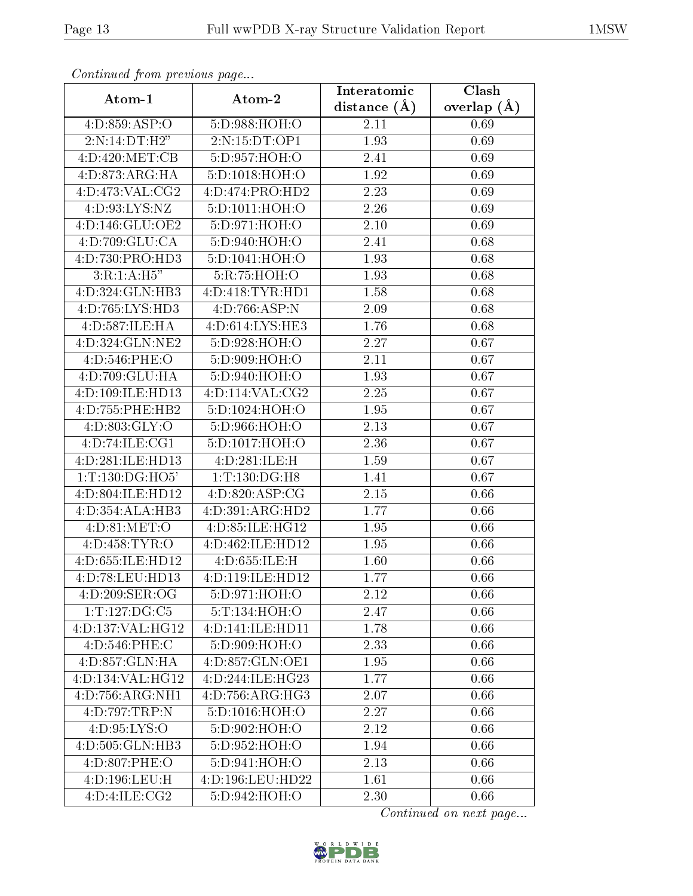*Continued from previous page...*

| Atom-1 | Atom-2 | Interatomic distance (Å) | Clash overlap (Å) |
|---|---|---|---|
| 4:D:859:ASP:O | 5:D:988:HOH:O | 2.11 | 0.69 |
| 2:N:14:DT:H2” | 2:N:15:DT:OP1 | 1.93 | 0.69 |
| 4:D:420:MET:CB | 5:D:957:HOH:O | 2.41 | 0.69 |
| 4:D:873:ARG:HA | 5:D:1018:HOH:O | 1.92 | 0.69 |
| 4:D:473:VAL:CG2 | 4:D:474:PRO:HD2 | 2.23 | 0.69 |
| 4:D:93:LYS:NZ | 5:D:1011:HOH:O | 2.26 | 0.69 |
| 4:D:146:GLU:OE2 | 5:D:971:HOH:O | 2.10 | 0.69 |
| 4:D:709:GLU:CA | 5:D:940:HOH:O | 2.41 | 0.68 |
| 4:D:730:PRO:HD3 | 5:D:1041:HOH:O | 1.93 | 0.68 |
| 3:R:1:A:H5” | 5:R:75:HOH:O | 1.93 | 0.68 |
| 4:D:324:GLN:HB3 | 4:D:418:TYR:HD1 | 1.58 | 0.68 |
| 4:D:765:LYS:HD3 | 4:D:766:ASP:N | 2.09 | 0.68 |
| 4:D:587:ILE:HA | 4:D:614:LYS:HE3 | 1.76 | 0.68 |
| 4:D:324:GLN:NE2 | 5:D:928:HOH:O | 2.27 | 0.67 |
| 4:D:546:PHE:O | 5:D:909:HOH:O | 2.11 | 0.67 |
| 4:D:709:GLU:HA | 5:D:940:HOH:O | 1.93 | 0.67 |
| 4:D:109:ILE:HD13 | 4:D:114:VAL:CG2 | 2.25 | 0.67 |
| 4:D:755:PHE:HB2 | 5:D:1024:HOH:O | 1.95 | 0.67 |
| 4:D:803:GLY:O | 5:D:966:HOH:O | 2.13 | 0.67 |
| 4:D:74:ILE:CG1 | 5:D:1017:HOH:O | 2.36 | 0.67 |
| 4:D:281:ILE:HD13 | 4:D:281:ILE:H | 1.59 | 0.67 |
| 1:T:130:DG:HO5’ | 1:T:130:DG:H8 | 1.41 | 0.67 |
| 4:D:804:ILE:HD12 | 4:D:820:ASP:CG | 2.15 | 0.66 |
| 4:D:354:ALA:HB3 | 4:D:391:ARG:HD2 | 1.77 | 0.66 |
| 4:D:81:MET:O | 4:D:85:ILE:HG12 | 1.95 | 0.66 |
| 4:D:458:TYR:O | 4:D:462:ILE:HD12 | 1.95 | 0.66 |
| 4:D:655:ILE:HD12 | 4:D:655:ILE:H | 1.60 | 0.66 |
| 4:D:78:LEU:HD13 | 4:D:119:ILE:HD12 | 1.77 | 0.66 |
| 4:D:209:SER:OG | 5:D:971:HOH:O | 2.12 | 0.66 |
| 1:T:127:DG:C5 | 5:T:134:HOH:O | 2.47 | 0.66 |
| 4:D:137:VAL:HG12 | 4:D:141:ILE:HD11 | 1.78 | 0.66 |
| 4:D:546:PHE:C | 5:D:909:HOH:O | 2.33 | 0.66 |
| 4:D:857:GLN:HA | 4:D:857:GLN:OE1 | 1.95 | 0.66 |
| 4:D:134:VAL:HG12 | 4:D:244:ILE:HG23 | 1.77 | 0.66 |
| 4:D:756:ARG:NH1 | 4:D:756:ARG:HG3 | 2.07 | 0.66 |
| 4:D:797:TRP:N | 5:D:1016:HOH:O | 2.27 | 0.66 |
| 4:D:95:LYS:O | 5:D:902:HOH:O | 2.12 | 0.66 |
| 4:D:505:GLN:HB3 | 5:D:952:HOH:O | 1.94 | 0.66 |
| 4:D:807:PHE:O | 5:D:941:HOH:O | 2.13 | 0.66 |
| 4:D:196:LEU:H | 4:D:196:LEU:HD22 | 1.61 | 0.66 |
| 4:D:4:ILE:CG2 | 5:D:942:HOH:O | 2.30 | 0.66 |

*Continued on next page...*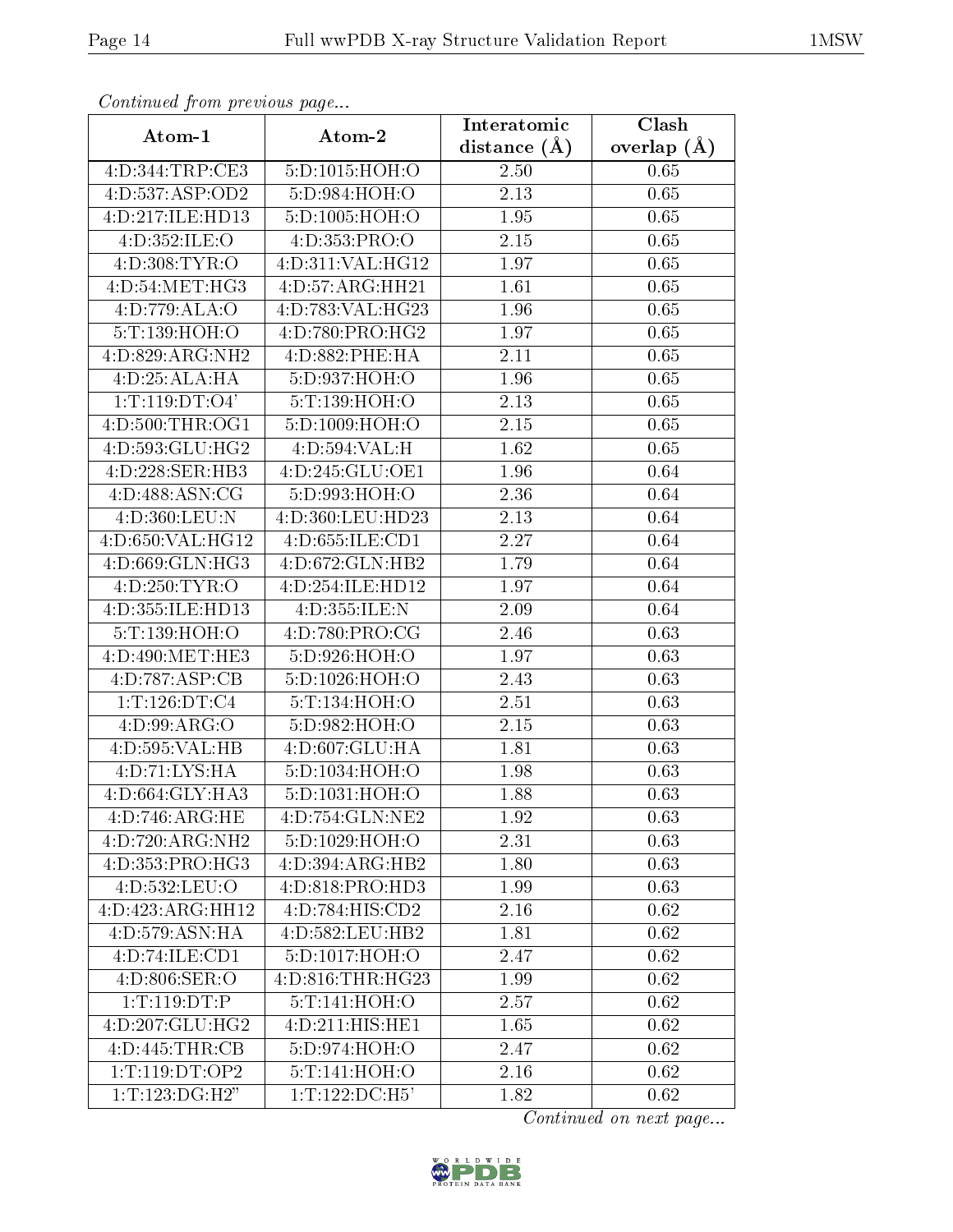*Continued from previous page...*

| Atom-1 | Atom-2 | Interatomic distance (Å) | Clash overlap (Å) |
| --- | --- | --- | --- |
| 4:D:344:TRP:CE3 | 5:D:1015:HOH:O | 2.50 | 0.65 |
| 4:D:537:ASP:OD2 | 5:D:984:HOH:O | 2.13 | 0.65 |
| 4:D:217:ILE:HD13 | 5:D:1005:HOH:O | 1.95 | 0.65 |
| 4:D:352:ILE:O | 4:D:353:PRO:O | 2.15 | 0.65 |
| 4:D:308:TYR:O | 4:D:311:VAL:HG12 | 1.97 | 0.65 |
| 4:D:54:MET:HG3 | 4:D:57:ARG:HH21 | 1.61 | 0.65 |
| 4:D:779:ALA:O | 4:D:783:VAL:HG23 | 1.96 | 0.65 |
| 5:T:139:HOH:O | 4:D:780:PRO:HG2 | 1.97 | 0.65 |
| 4:D:829:ARG:NH2 | 4:D:882:PHE:HA | 2.11 | 0.65 |
| 4:D:25:ALA:HA | 5:D:937:HOH:O | 1.96 | 0.65 |
| 1:T:119:DT:O4' | 5:T:139:HOH:O | 2.13 | 0.65 |
| 4:D:500:THR:OG1 | 5:D:1009:HOH:O | 2.15 | 0.65 |
| 4:D:593:GLU:HG2 | 4:D:594:VAL:H | 1.62 | 0.65 |
| 4:D:228:SER:HB3 | 4:D:245:GLU:OE1 | 1.96 | 0.64 |
| 4:D:488:ASN:CG | 5:D:993:HOH:O | 2.36 | 0.64 |
| 4:D:360:LEU:N | 4:D:360:LEU:HD23 | 2.13 | 0.64 |
| 4:D:650:VAL:HG12 | 4:D:655:ILE:CD1 | 2.27 | 0.64 |
| 4:D:669:GLN:HG3 | 4:D:672:GLN:HB2 | 1.79 | 0.64 |
| 4:D:250:TYR:O | 4:D:254:ILE:HD12 | 1.97 | 0.64 |
| 4:D:355:ILE:HD13 | 4:D:355:ILE:N | 2.09 | 0.64 |
| 5:T:139:HOH:O | 4:D:780:PRO:CG | 2.46 | 0.63 |
| 4:D:490:MET:HE3 | 5:D:926:HOH:O | 1.97 | 0.63 |
| 4:D:787:ASP:CB | 5:D:1026:HOH:O | 2.43 | 0.63 |
| 1:T:126:DT:C4 | 5:T:134:HOH:O | 2.51 | 0.63 |
| 4:D:99:ARG:O | 5:D:982:HOH:O | 2.15 | 0.63 |
| 4:D:595:VAL:HB | 4:D:607:GLU:HA | 1.81 | 0.63 |
| 4:D:71:LYS:HA | 5:D:1034:HOH:O | 1.98 | 0.63 |
| 4:D:664:GLY:HA3 | 5:D:1031:HOH:O | 1.88 | 0.63 |
| 4:D:746:ARG:HE | 4:D:754:GLN:NE2 | 1.92 | 0.63 |
| 4:D:720:ARG:NH2 | 5:D:1029:HOH:O | 2.31 | 0.63 |
| 4:D:353:PRO:HG3 | 4:D:394:ARG:HB2 | 1.80 | 0.63 |
| 4:D:532:LEU:O | 4:D:818:PRO:HD3 | 1.99 | 0.63 |
| 4:D:423:ARG:HH12 | 4:D:784:HIS:CD2 | 2.16 | 0.62 |
| 4:D:579:ASN:HA | 4:D:582:LEU:HB2 | 1.81 | 0.62 |
| 4:D:74:ILE:CD1 | 5:D:1017:HOH:O | 2.47 | 0.62 |
| 4:D:806:SER:O | 4:D:816:THR:HG23 | 1.99 | 0.62 |
| 1:T:119:DT:P | 5:T:141:HOH:O | 2.57 | 0.62 |
| 4:D:207:GLU:HG2 | 4:D:211:HIS:HE1 | 1.65 | 0.62 |
| 4:D:445:THR:CB | 5:D:974:HOH:O | 2.47 | 0.62 |
| 1:T:119:DT:OP2 | 5:T:141:HOH:O | 2.16 | 0.62 |
| 1:T:123:DG:H2" | 1:T:122:DC:H5' | 1.82 | 0.62 |

*Continued on next page...*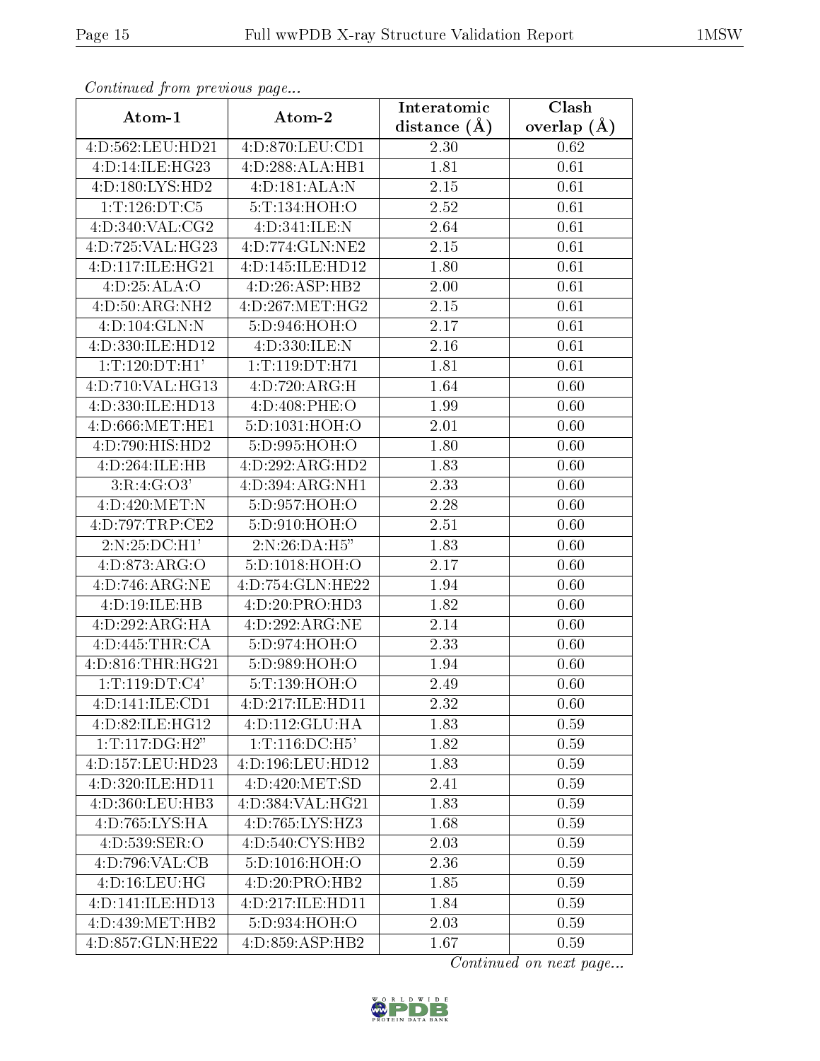*Continued from previous page...*

| Atom-1 | Atom-2 | Interatomic distance (Å) | Clash overlap (Å) |
|---|---|---|---|
| 4:D:562:LEU:HD21 | 4:D:870:LEU:CD1 | 2.30 | 0.62 |
| 4:D:14:ILE:HG23 | 4:D:288:ALA:HB1 | 1.81 | 0.61 |
| 4:D:180:LYS:HD2 | 4:D:181:ALA:N | 2.15 | 0.61 |
| 1:T:126:DT:C5 | 5:T:134:HOH:O | 2.52 | 0.61 |
| 4:D:340:VAL:CG2 | 4:D:341:ILE:N | 2.64 | 0.61 |
| 4:D:725:VAL:HG23 | 4:D:774:GLN:NE2 | 2.15 | 0.61 |
| 4:D:117:ILE:HG21 | 4:D:145:ILE:HD12 | 1.80 | 0.61 |
| 4:D:25:ALA:O | 4:D:26:ASP:HB2 | 2.00 | 0.61 |
| 4:D:50:ARG:NH2 | 4:D:267:MET:HG2 | 2.15 | 0.61 |
| 4:D:104:GLN:N | 5:D:946:HOH:O | 2.17 | 0.61 |
| 4:D:330:ILE:HD12 | 4:D:330:ILE:N | 2.16 | 0.61 |
| 1:T:120:DT:H1' | 1:T:119:DT:H71 | 1.81 | 0.61 |
| 4:D:710:VAL:HG13 | 4:D:720:ARG:H | 1.64 | 0.60 |
| 4:D:330:ILE:HD13 | 4:D:408:PHE:O | 1.99 | 0.60 |
| 4:D:666:MET:HE1 | 5:D:1031:HOH:O | 2.01 | 0.60 |
| 4:D:790:HIS:HD2 | 5:D:995:HOH:O | 1.80 | 0.60 |
| 4:D:264:ILE:HB | 4:D:292:ARG:HD2 | 1.83 | 0.60 |
| 3:R:4:G:O3' | 4:D:394:ARG:NH1 | 2.33 | 0.60 |
| 4:D:420:MET:N | 5:D:957:HOH:O | 2.28 | 0.60 |
| 4:D:797:TRP:CE2 | 5:D:910:HOH:O | 2.51 | 0.60 |
| 2:N:25:DC:H1' | 2:N:26:DA:H5" | 1.83 | 0.60 |
| 4:D:873:ARG:O | 5:D:1018:HOH:O | 2.17 | 0.60 |
| 4:D:746:ARG:NE | 4:D:754:GLN:HE22 | 1.94 | 0.60 |
| 4:D:19:ILE:HB | 4:D:20:PRO:HD3 | 1.82 | 0.60 |
| 4:D:292:ARG:HA | 4:D:292:ARG:NE | 2.14 | 0.60 |
| 4:D:445:THR:CA | 5:D:974:HOH:O | 2.33 | 0.60 |
| 4:D:816:THR:HG21 | 5:D:989:HOH:O | 1.94 | 0.60 |
| 1:T:119:DT:C4' | 5:T:139:HOH:O | 2.49 | 0.60 |
| 4:D:141:ILE:CD1 | 4:D:217:ILE:HD11 | 2.32 | 0.60 |
| 4:D:82:ILE:HG12 | 4:D:112:GLU:HA | 1.83 | 0.59 |
| 1:T:117:DG:H2" | 1:T:116:DC:H5' | 1.82 | 0.59 |
| 4:D:157:LEU:HD23 | 4:D:196:LEU:HD12 | 1.83 | 0.59 |
| 4:D:320:ILE:HD11 | 4:D:420:MET:SD | 2.41 | 0.59 |
| 4:D:360:LEU:HB3 | 4:D:384:VAL:HG21 | 1.83 | 0.59 |
| 4:D:765:LYS:HA | 4:D:765:LYS:HZ3 | 1.68 | 0.59 |
| 4:D:539:SER:O | 4:D:540:CYS:HB2 | 2.03 | 0.59 |
| 4:D:796:VAL:CB | 5:D:1016:HOH:O | 2.36 | 0.59 |
| 4:D:16:LEU:HG | 4:D:20:PRO:HB2 | 1.85 | 0.59 |
| 4:D:141:ILE:HD13 | 4:D:217:ILE:HD11 | 1.84 | 0.59 |
| 4:D:439:MET:HB2 | 5:D:934:HOH:O | 2.03 | 0.59 |
| 4:D:857:GLN:HE22 | 4:D:859:ASP:HB2 | 1.67 | 0.59 |

*Continued on next page...*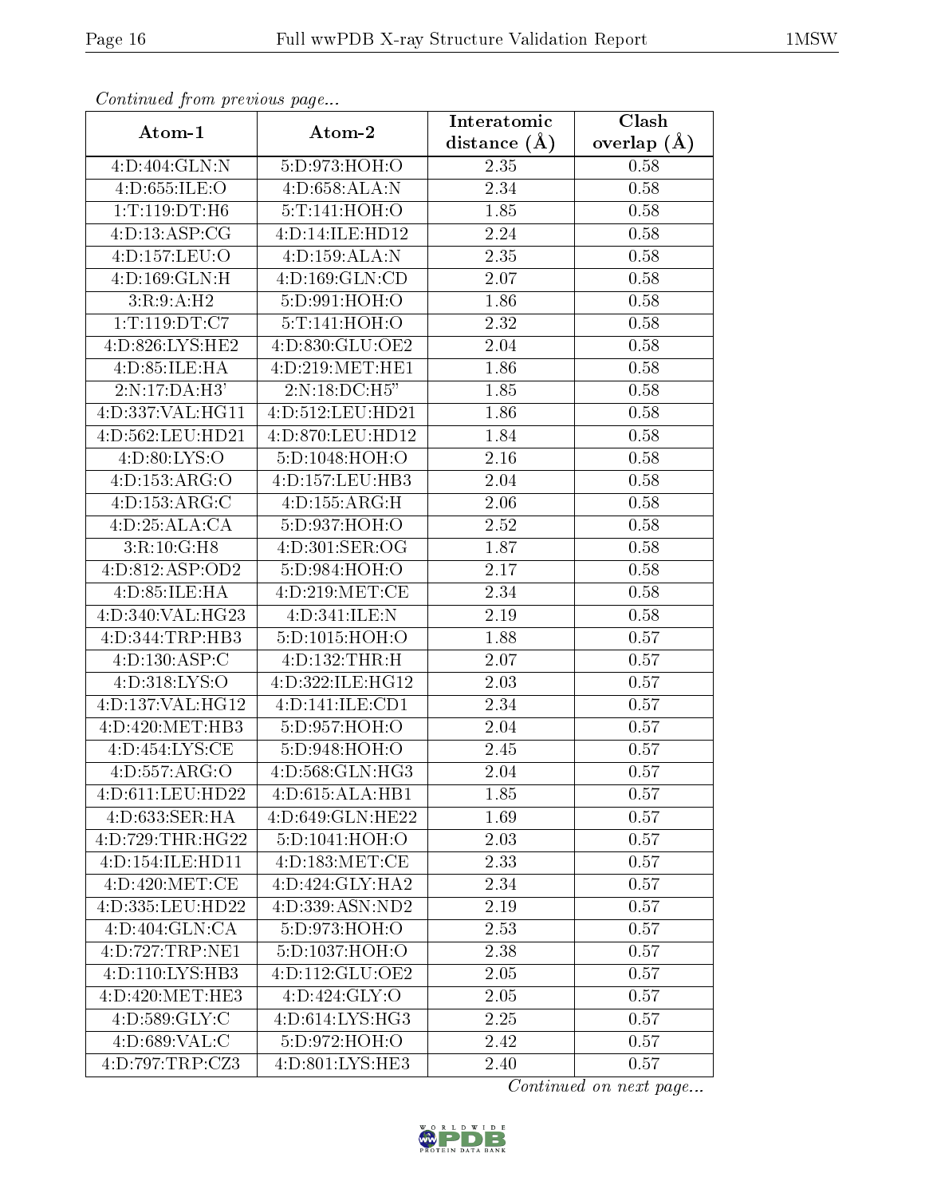*Continued from previous page...*

| Atom-1 | Atom-2 | Interatomic distance (Å) | Clash overlap (Å) |
|---|---|---|---|
| 4:D:404:GLN:N | 5:D:973:HOH:O | 2.35 | 0.58 |
| 4:D:655:ILE:O | 4:D:658:ALA:N | 2.34 | 0.58 |
| 1:T:119:DT:H6 | 5:T:141:HOH:O | 1.85 | 0.58 |
| 4:D:13:ASP:CG | 4:D:14:ILE:HD12 | 2.24 | 0.58 |
| 4:D:157:LEU:O | 4:D:159:ALA:N | 2.35 | 0.58 |
| 4:D:169:GLN:H | 4:D:169:GLN:CD | 2.07 | 0.58 |
| 3:R:9:A:H2 | 5:D:991:HOH:O | 1.86 | 0.58 |
| 1:T:119:DT:C7 | 5:T:141:HOH:O | 2.32 | 0.58 |
| 4:D:826:LYS:HE2 | 4:D:830:GLU:OE2 | 2.04 | 0.58 |
| 4:D:85:ILE:HA | 4:D:219:MET:HE1 | 1.86 | 0.58 |
| 2:N:17:DA:H3' | 2:N:18:DC:H5" | 1.85 | 0.58 |
| 4:D:337:VAL:HG11 | 4:D:512:LEU:HD21 | 1.86 | 0.58 |
| 4:D:562:LEU:HD21 | 4:D:870:LEU:HD12 | 1.84 | 0.58 |
| 4:D:80:LYS:O | 5:D:1048:HOH:O | 2.16 | 0.58 |
| 4:D:153:ARG:O | 4:D:157:LEU:HB3 | 2.04 | 0.58 |
| 4:D:153:ARG:C | 4:D:155:ARG:H | 2.06 | 0.58 |
| 4:D:25:ALA:CA | 5:D:937:HOH:O | 2.52 | 0.58 |
| 3:R:10:G:H8 | 4:D:301:SER:OG | 1.87 | 0.58 |
| 4:D:812:ASP:OD2 | 5:D:984:HOH:O | 2.17 | 0.58 |
| 4:D:85:ILE:HA | 4:D:219:MET:CE | 2.34 | 0.58 |
| 4:D:340:VAL:HG23 | 4:D:341:ILE:N | 2.19 | 0.58 |
| 4:D:344:TRP:HB3 | 5:D:1015:HOH:O | 1.88 | 0.57 |
| 4:D:130:ASP:C | 4:D:132:THR:H | 2.07 | 0.57 |
| 4:D:318:LYS:O | 4:D:322:ILE:HG12 | 2.03 | 0.57 |
| 4:D:137:VAL:HG12 | 4:D:141:ILE:CD1 | 2.34 | 0.57 |
| 4:D:420:MET:HB3 | 5:D:957:HOH:O | 2.04 | 0.57 |
| 4:D:454:LYS:CE | 5:D:948:HOH:O | 2.45 | 0.57 |
| 4:D:557:ARG:O | 4:D:568:GLN:HG3 | 2.04 | 0.57 |
| 4:D:611:LEU:HD22 | 4:D:615:ALA:HB1 | 1.85 | 0.57 |
| 4:D:633:SER:HA | 4:D:649:GLN:HE22 | 1.69 | 0.57 |
| 4:D:729:THR:HG22 | 5:D:1041:HOH:O | 2.03 | 0.57 |
| 4:D:154:ILE:HD11 | 4:D:183:MET:CE | 2.33 | 0.57 |
| 4:D:420:MET:CE | 4:D:424:GLY:HA2 | 2.34 | 0.57 |
| 4:D:335:LEU:HD22 | 4:D:339:ASN:ND2 | 2.19 | 0.57 |
| 4:D:404:GLN:CA | 5:D:973:HOH:O | 2.53 | 0.57 |
| 4:D:727:TRP:NE1 | 5:D:1037:HOH:O | 2.38 | 0.57 |
| 4:D:110:LYS:HB3 | 4:D:112:GLU:OE2 | 2.05 | 0.57 |
| 4:D:420:MET:HE3 | 4:D:424:GLY:O | 2.05 | 0.57 |
| 4:D:589:GLY:C | 4:D:614:LYS:HG3 | 2.25 | 0.57 |
| 4:D:689:VAL:C | 5:D:972:HOH:O | 2.42 | 0.57 |
| 4:D:797:TRP:CZ3 | 4:D:801:LYS:HE3 | 2.40 | 0.57 |

*Continued on next page...*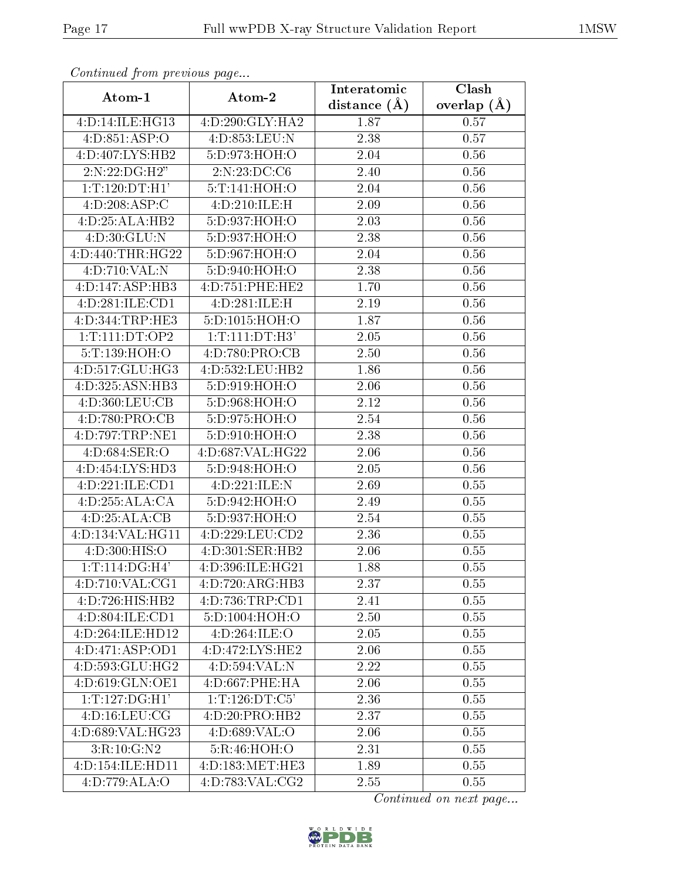*Continued from previous page...*

| Atom-1 | Atom-2 | Interatomic distance (Å) | Clash overlap (Å) |
|---|---|---|---|
| 4:D:14:ILE:HG13 | 4:D:290:GLY:HA2 | 1.87 | 0.57 |
| 4:D:851:ASP:O | 4:D:853:LEU:N | 2.38 | 0.57 |
| 4:D:407:LYS:HB2 | 5:D:973:HOH:O | 2.04 | 0.56 |
| 2:N:22:DG:H2" | 2:N:23:DC:C6 | 2.40 | 0.56 |
| 1:T:120:DT:H1' | 5:T:141:HOH:O | 2.04 | 0.56 |
| 4:D:208:ASP:C | 4:D:210:ILE:H | 2.09 | 0.56 |
| 4:D:25:ALA:HB2 | 5:D:937:HOH:O | 2.03 | 0.56 |
| 4:D:30:GLU:N | 5:D:937:HOH:O | 2.38 | 0.56 |
| 4:D:440:THR:HG22 | 5:D:967:HOH:O | 2.04 | 0.56 |
| 4:D:710:VAL:N | 5:D:940:HOH:O | 2.38 | 0.56 |
| 4:D:147:ASP:HB3 | 4:D:751:PHE:HE2 | 1.70 | 0.56 |
| 4:D:281:ILE:CD1 | 4:D:281:ILE:H | 2.19 | 0.56 |
| 4:D:344:TRP:HE3 | 5:D:1015:HOH:O | 1.87 | 0.56 |
| 1:T:111:DT:OP2 | 1:T:111:DT:H3' | 2.05 | 0.56 |
| 5:T:139:HOH:O | 4:D:780:PRO:CB | 2.50 | 0.56 |
| 4:D:517:GLU:HG3 | 4:D:532:LEU:HB2 | 1.86 | 0.56 |
| 4:D:325:ASN:HB3 | 5:D:919:HOH:O | 2.06 | 0.56 |
| 4:D:360:LEU:CB | 5:D:968:HOH:O | 2.12 | 0.56 |
| 4:D:780:PRO:CB | 5:D:975:HOH:O | 2.54 | 0.56 |
| 4:D:797:TRP:NE1 | 5:D:910:HOH:O | 2.38 | 0.56 |
| 4:D:684:SER:O | 4:D:687:VAL:HG22 | 2.06 | 0.56 |
| 4:D:454:LYS:HD3 | 5:D:948:HOH:O | 2.05 | 0.56 |
| 4:D:221:ILE:CD1 | 4:D:221:ILE:N | 2.69 | 0.55 |
| 4:D:255:ALA:CA | 5:D:942:HOH:O | 2.49 | 0.55 |
| 4:D:25:ALA:CB | 5:D:937:HOH:O | 2.54 | 0.55 |
| 4:D:134:VAL:HG11 | 4:D:229:LEU:CD2 | 2.36 | 0.55 |
| 4:D:300:HIS:O | 4:D:301:SER:HB2 | 2.06 | 0.55 |
| 1:T:114:DG:H4' | 4:D:396:ILE:HG21 | 1.88 | 0.55 |
| 4:D:710:VAL:CG1 | 4:D:720:ARG:HB3 | 2.37 | 0.55 |
| 4:D:726:HIS:HB2 | 4:D:736:TRP:CD1 | 2.41 | 0.55 |
| 4:D:804:ILE:CD1 | 5:D:1004:HOH:O | 2.50 | 0.55 |
| 4:D:264:ILE:HD12 | 4:D:264:ILE:O | 2.05 | 0.55 |
| 4:D:471:ASP:OD1 | 4:D:472:LYS:HE2 | 2.06 | 0.55 |
| 4:D:593:GLU:HG2 | 4:D:594:VAL:N | 2.22 | 0.55 |
| 4:D:619:GLN:OE1 | 4:D:667:PHE:HA | 2.06 | 0.55 |
| 1:T:127:DG:H1' | 1:T:126:DT:C5' | 2.36 | 0.55 |
| 4:D:16:LEU:CG | 4:D:20:PRO:HB2 | 2.37 | 0.55 |
| 4:D:689:VAL:HG23 | 4:D:689:VAL:O | 2.06 | 0.55 |
| 3:R:10:G:N2 | 5:R:46:HOH:O | 2.31 | 0.55 |
| 4:D:154:ILE:HD11 | 4:D:183:MET:HE3 | 1.89 | 0.55 |
| 4:D:779:ALA:O | 4:D:783:VAL:CG2 | 2.55 | 0.55 |

*Continued on next page...*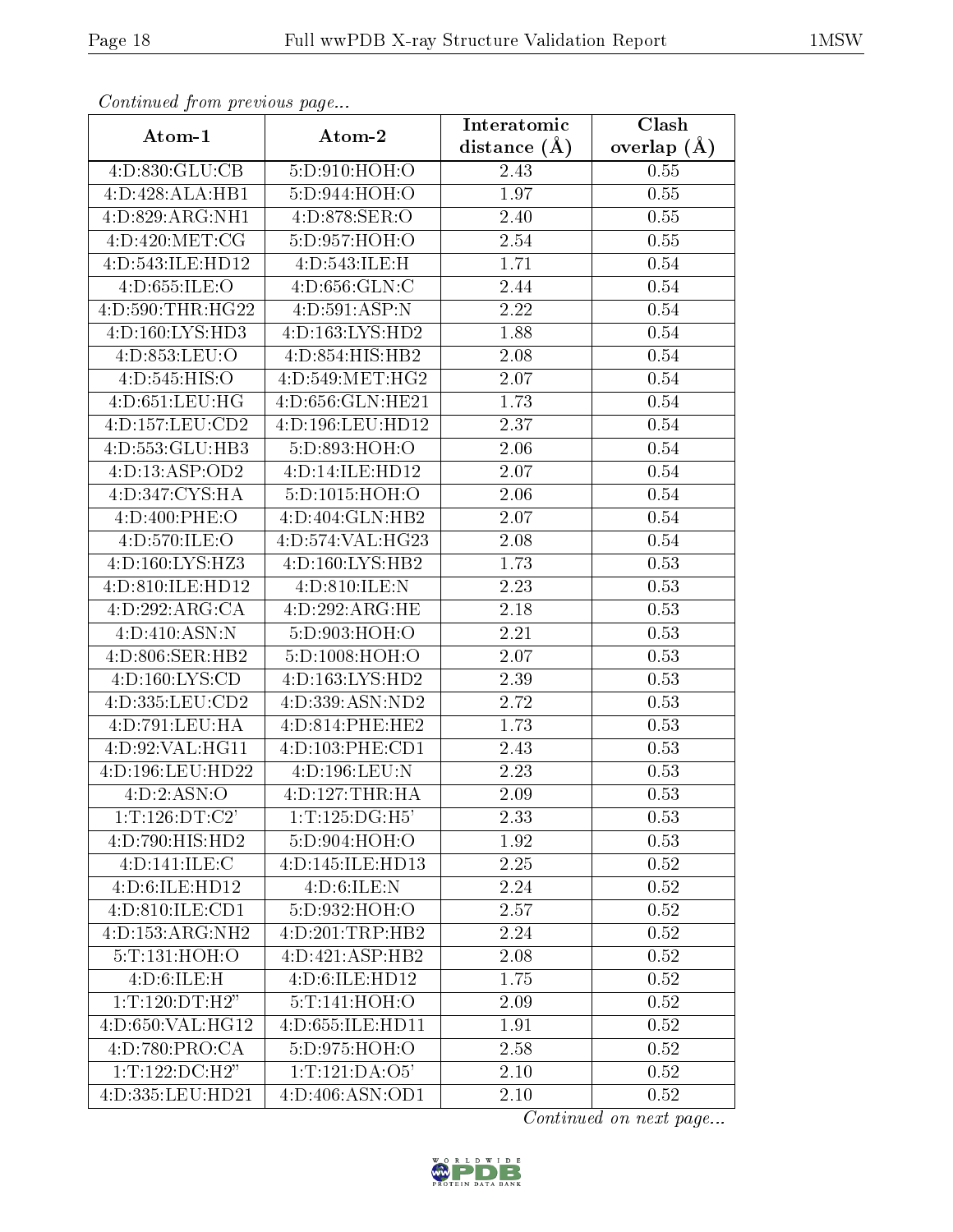*Continued from previous page...*

| Atom-1 | Atom-2 | Interatomic distance (Å) | Clash overlap (Å) |
|---|---|---|---|
| 4:D:830:GLU:CB | 5:D:910:HOH:O | 2.43 | 0.55 |
| 4:D:428:ALA:HB1 | 5:D:944:HOH:O | 1.97 | 0.55 |
| 4:D:829:ARG:NH1 | 4:D:878:SER:O | 2.40 | 0.55 |
| 4:D:420:MET:CG | 5:D:957:HOH:O | 2.54 | 0.55 |
| 4:D:543:ILE:HD12 | 4:D:543:ILE:H | 1.71 | 0.54 |
| 4:D:655:ILE:O | 4:D:656:GLN:C | 2.44 | 0.54 |
| 4:D:590:THR:HG22 | 4:D:591:ASP:N | 2.22 | 0.54 |
| 4:D:160:LYS:HD3 | 4:D:163:LYS:HD2 | 1.88 | 0.54 |
| 4:D:853:LEU:O | 4:D:854:HIS:HB2 | 2.08 | 0.54 |
| 4:D:545:HIS:O | 4:D:549:MET:HG2 | 2.07 | 0.54 |
| 4:D:651:LEU:HG | 4:D:656:GLN:HE21 | 1.73 | 0.54 |
| 4:D:157:LEU:CD2 | 4:D:196:LEU:HD12 | 2.37 | 0.54 |
| 4:D:553:GLU:HB3 | 5:D:893:HOH:O | 2.06 | 0.54 |
| 4:D:13:ASP:OD2 | 4:D:14:ILE:HD12 | 2.07 | 0.54 |
| 4:D:347:CYS:HA | 5:D:1015:HOH:O | 2.06 | 0.54 |
| 4:D:400:PHE:O | 4:D:404:GLN:HB2 | 2.07 | 0.54 |
| 4:D:570:ILE:O | 4:D:574:VAL:HG23 | 2.08 | 0.54 |
| 4:D:160:LYS:HZ3 | 4:D:160:LYS:HB2 | 1.73 | 0.53 |
| 4:D:810:ILE:HD12 | 4:D:810:ILE:N | 2.23 | 0.53 |
| 4:D:292:ARG:CA | 4:D:292:ARG:HE | 2.18 | 0.53 |
| 4:D:410:ASN:N | 5:D:903:HOH:O | 2.21 | 0.53 |
| 4:D:806:SER:HB2 | 5:D:1008:HOH:O | 2.07 | 0.53 |
| 4:D:160:LYS:CD | 4:D:163:LYS:HD2 | 2.39 | 0.53 |
| 4:D:335:LEU:CD2 | 4:D:339:ASN:ND2 | 2.72 | 0.53 |
| 4:D:791:LEU:HA | 4:D:814:PHE:HE2 | 1.73 | 0.53 |
| 4:D:92:VAL:HG11 | 4:D:103:PHE:CD1 | 2.43 | 0.53 |
| 4:D:196:LEU:HD22 | 4:D:196:LEU:N | 2.23 | 0.53 |
| 4:D:2:ASN:O | 4:D:127:THR:HA | 2.09 | 0.53 |
| 1:T:126:DT:C2' | 1:T:125:DG:H5' | 2.33 | 0.53 |
| 4:D:790:HIS:HD2 | 5:D:904:HOH:O | 1.92 | 0.53 |
| 4:D:141:ILE:C | 4:D:145:ILE:HD13 | 2.25 | 0.52 |
| 4:D:6:ILE:HD12 | 4:D:6:ILE:N | 2.24 | 0.52 |
| 4:D:810:ILE:CD1 | 5:D:932:HOH:O | 2.57 | 0.52 |
| 4:D:153:ARG:NH2 | 4:D:201:TRP:HB2 | 2.24 | 0.52 |
| 5:T:131:HOH:O | 4:D:421:ASP:HB2 | 2.08 | 0.52 |
| 4:D:6:ILE:H | 4:D:6:ILE:HD12 | 1.75 | 0.52 |
| 1:T:120:DT:H2" | 5:T:141:HOH:O | 2.09 | 0.52 |
| 4:D:650:VAL:HG12 | 4:D:655:ILE:HD11 | 1.91 | 0.52 |
| 4:D:780:PRO:CA | 5:D:975:HOH:O | 2.58 | 0.52 |
| 1:T:122:DC:H2" | 1:T:121:DA:O5' | 2.10 | 0.52 |
| 4:D:335:LEU:HD21 | 4:D:406:ASN:OD1 | 2.10 | 0.52 |

*Continued on next page...*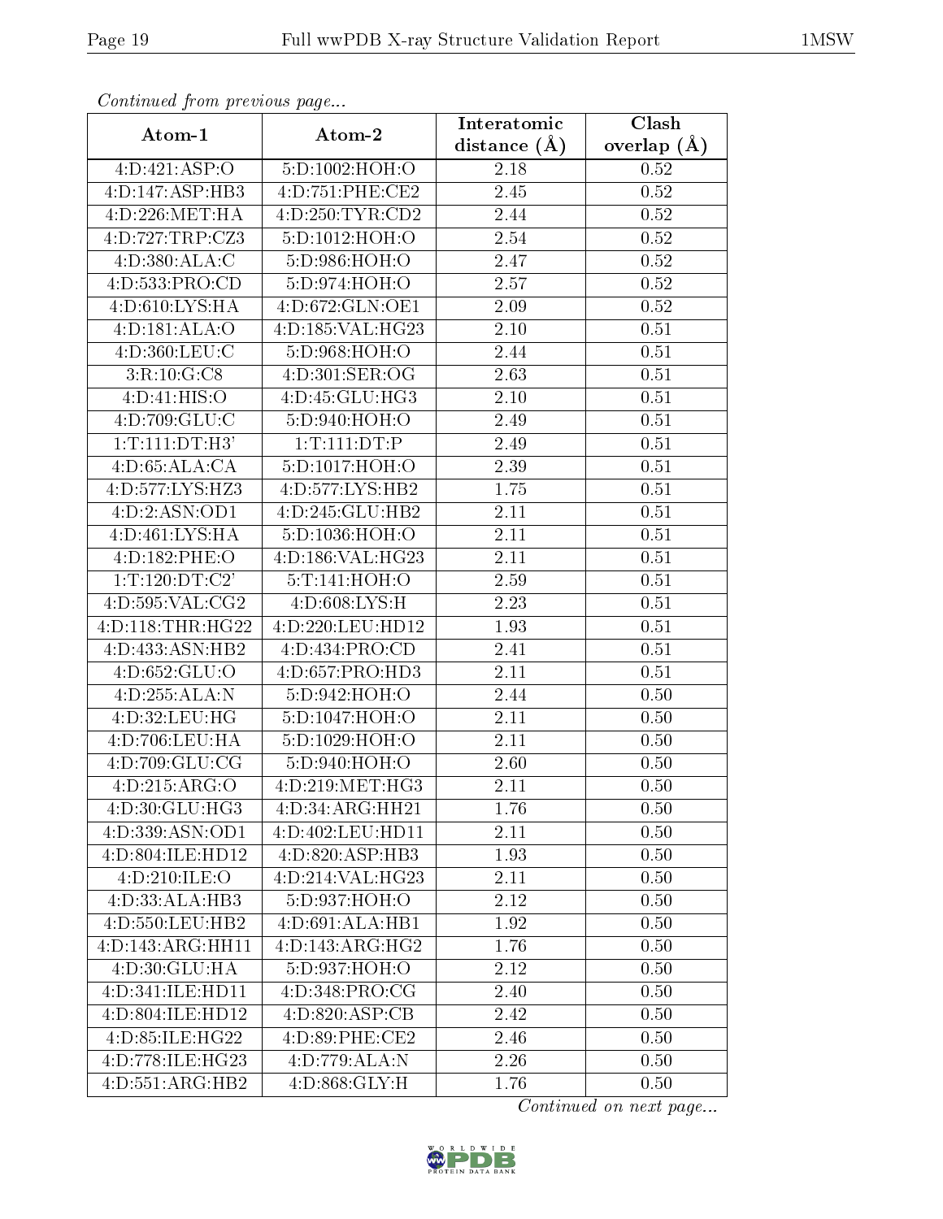*Continued from previous page...*

| Atom-1 | Atom-2 | Interatomic distance (Å) | Clash overlap (Å) |
| --- | --- | --- | --- |
| 4:D:421:ASP:O | 5:D:1002:HOH:O | 2.18 | 0.52 |
| 4:D:147:ASP:HB3 | 4:D:751:PHE:CE2 | 2.45 | 0.52 |
| 4:D:226:MET:HA | 4:D:250:TYR:CD2 | 2.44 | 0.52 |
| 4:D:727:TRP:CZ3 | 5:D:1012:HOH:O | 2.54 | 0.52 |
| 4:D:380:ALA:C | 5:D:986:HOH:O | 2.47 | 0.52 |
| 4:D:533:PRO:CD | 5:D:974:HOH:O | 2.57 | 0.52 |
| 4:D:610:LYS:HA | 4:D:672:GLN:OE1 | 2.09 | 0.52 |
| 4:D:181:ALA:O | 4:D:185:VAL:HG23 | 2.10 | 0.51 |
| 4:D:360:LEU:C | 5:D:968:HOH:O | 2.44 | 0.51 |
| 3:R:10:G:C8 | 4:D:301:SER:OG | 2.63 | 0.51 |
| 4:D:41:HIS:O | 4:D:45:GLU:HG3 | 2.10 | 0.51 |
| 4:D:709:GLU:C | 5:D:940:HOH:O | 2.49 | 0.51 |
| 1:T:111:DT:H3' | 1:T:111:DT:P | 2.49 | 0.51 |
| 4:D:65:ALA:CA | 5:D:1017:HOH:O | 2.39 | 0.51 |
| 4:D:577:LYS:HZ3 | 4:D:577:LYS:HB2 | 1.75 | 0.51 |
| 4:D:2:ASN:OD1 | 4:D:245:GLU:HB2 | 2.11 | 0.51 |
| 4:D:461:LYS:HA | 5:D:1036:HOH:O | 2.11 | 0.51 |
| 4:D:182:PHE:O | 4:D:186:VAL:HG23 | 2.11 | 0.51 |
| 1:T:120:DT:C2' | 5:T:141:HOH:O | 2.59 | 0.51 |
| 4:D:595:VAL:CG2 | 4:D:608:LYS:H | 2.23 | 0.51 |
| 4:D:118:THR:HG22 | 4:D:220:LEU:HD12 | 1.93 | 0.51 |
| 4:D:433:ASN:HB2 | 4:D:434:PRO:CD | 2.41 | 0.51 |
| 4:D:652:GLU:O | 4:D:657:PRO:HD3 | 2.11 | 0.51 |
| 4:D:255:ALA:N | 5:D:942:HOH:O | 2.44 | 0.50 |
| 4:D:32:LEU:HG | 5:D:1047:HOH:O | 2.11 | 0.50 |
| 4:D:706:LEU:HA | 5:D:1029:HOH:O | 2.11 | 0.50 |
| 4:D:709:GLU:CG | 5:D:940:HOH:O | 2.60 | 0.50 |
| 4:D:215:ARG:O | 4:D:219:MET:HG3 | 2.11 | 0.50 |
| 4:D:30:GLU:HG3 | 4:D:34:ARG:HH21 | 1.76 | 0.50 |
| 4:D:339:ASN:OD1 | 4:D:402:LEU:HD11 | 2.11 | 0.50 |
| 4:D:804:ILE:HD12 | 4:D:820:ASP:HB3 | 1.93 | 0.50 |
| 4:D:210:ILE:O | 4:D:214:VAL:HG23 | 2.11 | 0.50 |
| 4:D:33:ALA:HB3 | 5:D:937:HOH:O | 2.12 | 0.50 |
| 4:D:550:LEU:HB2 | 4:D:691:ALA:HB1 | 1.92 | 0.50 |
| 4:D:143:ARG:HH11 | 4:D:143:ARG:HG2 | 1.76 | 0.50 |
| 4:D:30:GLU:HA | 5:D:937:HOH:O | 2.12 | 0.50 |
| 4:D:341:ILE:HD11 | 4:D:348:PRO:CG | 2.40 | 0.50 |
| 4:D:804:ILE:HD12 | 4:D:820:ASP:CB | 2.42 | 0.50 |
| 4:D:85:ILE:HG22 | 4:D:89:PHE:CE2 | 2.46 | 0.50 |
| 4:D:778:ILE:HG23 | 4:D:779:ALA:N | 2.26 | 0.50 |
| 4:D:551:ARG:HB2 | 4:D:868:GLY:H | 1.76 | 0.50 |

*Continued on next page...*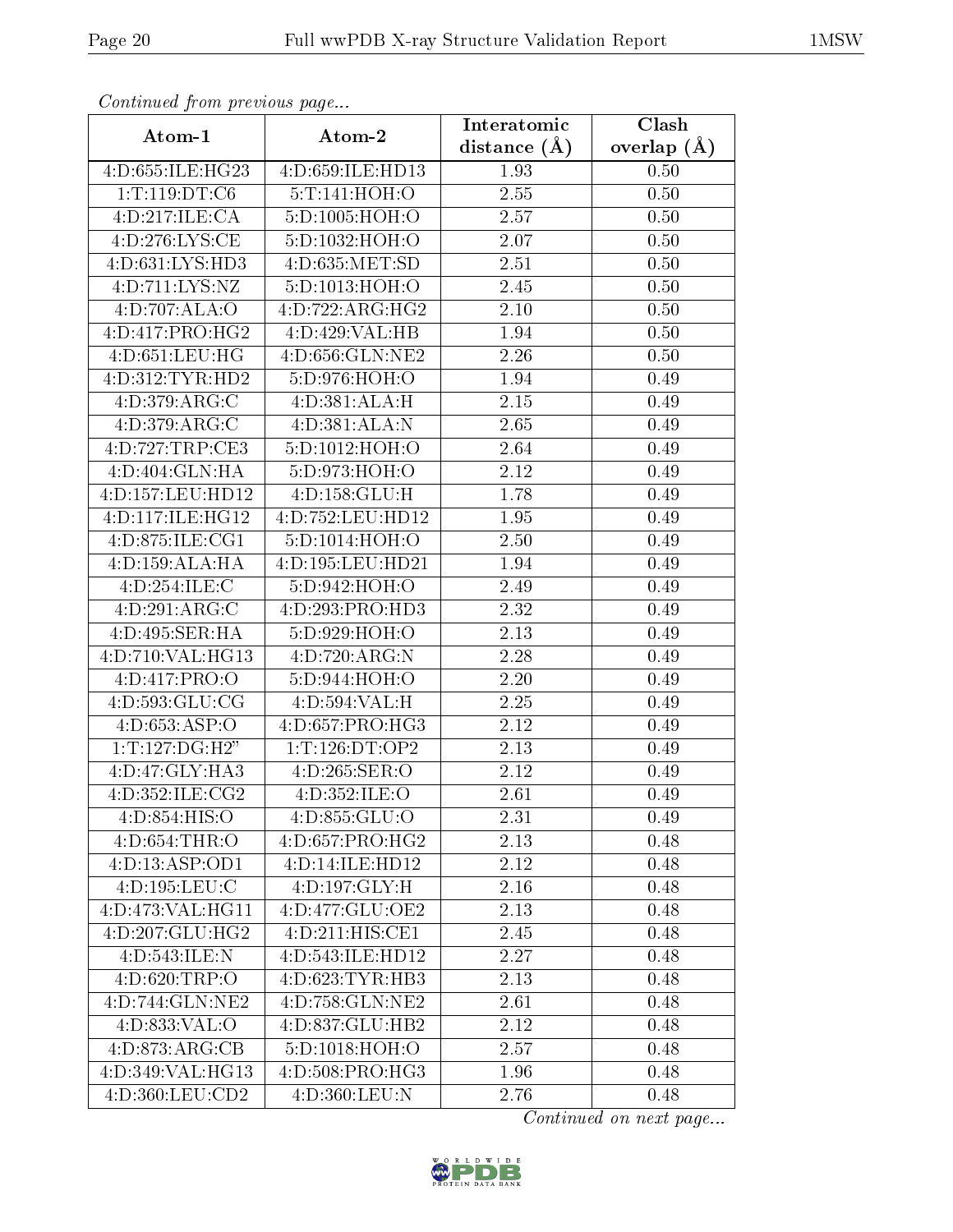*Continued from previous page...*

| Atom-1 | Atom-2 | Interatomic distance (Å) | Clash overlap (Å) |
| --- | --- | --- | --- |
| 4:D:655:ILE:HG23 | 4:D:659:ILE:HD13 | 1.93 | 0.50 |
| 1:T:119:DT:C6 | 5:T:141:HOH:O | 2.55 | 0.50 |
| 4:D:217:ILE:CA | 5:D:1005:HOH:O | 2.57 | 0.50 |
| 4:D:276:LYS:CE | 5:D:1032:HOH:O | 2.07 | 0.50 |
| 4:D:631:LYS:HD3 | 4:D:635:MET:SD | 2.51 | 0.50 |
| 4:D:711:LYS:NZ | 5:D:1013:HOH:O | 2.45 | 0.50 |
| 4:D:707:ALA:O | 4:D:722:ARG:HG2 | 2.10 | 0.50 |
| 4:D:417:PRO:HG2 | 4:D:429:VAL:HB | 1.94 | 0.50 |
| 4:D:651:LEU:HG | 4:D:656:GLN:NE2 | 2.26 | 0.50 |
| 4:D:312:TYR:HD2 | 5:D:976:HOH:O | 1.94 | 0.49 |
| 4:D:379:ARG:C | 4:D:381:ALA:H | 2.15 | 0.49 |
| 4:D:379:ARG:C | 4:D:381:ALA:N | 2.65 | 0.49 |
| 4:D:727:TRP:CE3 | 5:D:1012:HOH:O | 2.64 | 0.49 |
| 4:D:404:GLN:HA | 5:D:973:HOH:O | 2.12 | 0.49 |
| 4:D:157:LEU:HD12 | 4:D:158:GLU:H | 1.78 | 0.49 |
| 4:D:117:ILE:HG12 | 4:D:752:LEU:HD12 | 1.95 | 0.49 |
| 4:D:875:ILE:CG1 | 5:D:1014:HOH:O | 2.50 | 0.49 |
| 4:D:159:ALA:HA | 4:D:195:LEU:HD21 | 1.94 | 0.49 |
| 4:D:254:ILE:C | 5:D:942:HOH:O | 2.49 | 0.49 |
| 4:D:291:ARG:C | 4:D:293:PRO:HD3 | 2.32 | 0.49 |
| 4:D:495:SER:HA | 5:D:929:HOH:O | 2.13 | 0.49 |
| 4:D:710:VAL:HG13 | 4:D:720:ARG:N | 2.28 | 0.49 |
| 4:D:417:PRO:O | 5:D:944:HOH:O | 2.20 | 0.49 |
| 4:D:593:GLU:CG | 4:D:594:VAL:H | 2.25 | 0.49 |
| 4:D:653:ASP:O | 4:D:657:PRO:HG3 | 2.12 | 0.49 |
| 1:T:127:DG:H2" | 1:T:126:DT:OP2 | 2.13 | 0.49 |
| 4:D:47:GLY:HA3 | 4:D:265:SER:O | 2.12 | 0.49 |
| 4:D:352:ILE:CG2 | 4:D:352:ILE:O | 2.61 | 0.49 |
| 4:D:854:HIS:O | 4:D:855:GLU:O | 2.31 | 0.49 |
| 4:D:654:THR:O | 4:D:657:PRO:HG2 | 2.13 | 0.48 |
| 4:D:13:ASP:OD1 | 4:D:14:ILE:HD12 | 2.12 | 0.48 |
| 4:D:195:LEU:C | 4:D:197:GLY:H | 2.16 | 0.48 |
| 4:D:473:VAL:HG11 | 4:D:477:GLU:OE2 | 2.13 | 0.48 |
| 4:D:207:GLU:HG2 | 4:D:211:HIS:CE1 | 2.45 | 0.48 |
| 4:D:543:ILE:N | 4:D:543:ILE:HD12 | 2.27 | 0.48 |
| 4:D:620:TRP:O | 4:D:623:TYR:HB3 | 2.13 | 0.48 |
| 4:D:744:GLN:NE2 | 4:D:758:GLN:NE2 | 2.61 | 0.48 |
| 4:D:833:VAL:O | 4:D:837:GLU:HB2 | 2.12 | 0.48 |
| 4:D:873:ARG:CB | 5:D:1018:HOH:O | 2.57 | 0.48 |
| 4:D:349:VAL:HG13 | 4:D:508:PRO:HG3 | 1.96 | 0.48 |
| 4:D:360:LEU:CD2 | 4:D:360:LEU:N | 2.76 | 0.48 |

*Continued on next page...*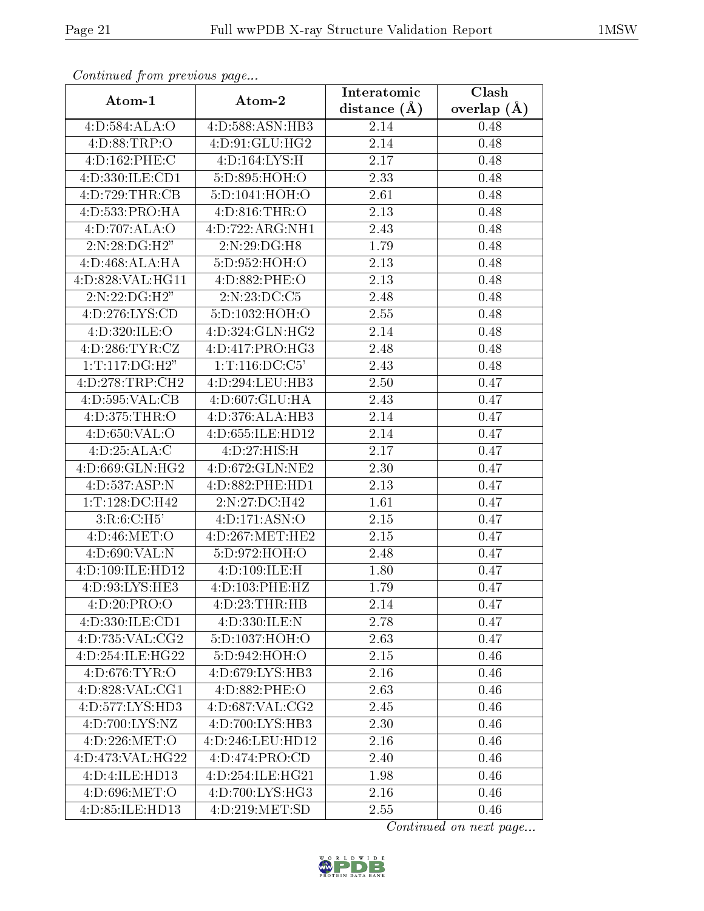*Continued from previous page...*

| Atom-1 | Atom-2 | Interatomic distance (Å) | Clash overlap (Å) |
| --- | --- | --- | --- |
| 4:D:584:ALA:O | 4:D:588:ASN:HB3 | 2.14 | 0.48 |
| 4:D:88:TRP:O | 4:D:91:GLU:HG2 | 2.14 | 0.48 |
| 4:D:162:PHE:C | 4:D:164:LYS:H | 2.17 | 0.48 |
| 4:D:330:ILE:CD1 | 5:D:895:HOH:O | 2.33 | 0.48 |
| 4:D:729:THR:CB | 5:D:1041:HOH:O | 2.61 | 0.48 |
| 4:D:533:PRO:HA | 4:D:816:THR:O | 2.13 | 0.48 |
| 4:D:707:ALA:O | 4:D:722:ARG:NH1 | 2.43 | 0.48 |
| 2:N:28:DG:H2" | 2:N:29:DG:H8 | 1.79 | 0.48 |
| 4:D:468:ALA:HA | 5:D:952:HOH:O | 2.13 | 0.48 |
| 4:D:828:VAL:HG11 | 4:D:882:PHE:O | 2.13 | 0.48 |
| 2:N:22:DG:H2" | 2:N:23:DC:C5 | 2.48 | 0.48 |
| 4:D:276:LYS:CD | 5:D:1032:HOH:O | 2.55 | 0.48 |
| 4:D:320:ILE:O | 4:D:324:GLN:HG2 | 2.14 | 0.48 |
| 4:D:286:TYR:CZ | 4:D:417:PRO:HG3 | 2.48 | 0.48 |
| 1:T:117:DG:H2" | 1:T:116:DC:C5' | 2.43 | 0.48 |
| 4:D:278:TRP:CH2 | 4:D:294:LEU:HB3 | 2.50 | 0.47 |
| 4:D:595:VAL:CB | 4:D:607:GLU:HA | 2.43 | 0.47 |
| 4:D:375:THR:O | 4:D:376:ALA:HB3 | 2.14 | 0.47 |
| 4:D:650:VAL:O | 4:D:655:ILE:HD12 | 2.14 | 0.47 |
| 4:D:25:ALA:C | 4:D:27:HIS:H | 2.17 | 0.47 |
| 4:D:669:GLN:HG2 | 4:D:672:GLN:NE2 | 2.30 | 0.47 |
| 4:D:537:ASP:N | 4:D:882:PHE:HD1 | 2.13 | 0.47 |
| 1:T:128:DC:H42 | 2:N:27:DC:H42 | 1.61 | 0.47 |
| 3:R:6:C:H5' | 4:D:171:ASN:O | 2.15 | 0.47 |
| 4:D:46:MET:O | 4:D:267:MET:HE2 | 2.15 | 0.47 |
| 4:D:690:VAL:N | 5:D:972:HOH:O | 2.48 | 0.47 |
| 4:D:109:ILE:HD12 | 4:D:109:ILE:H | 1.80 | 0.47 |
| 4:D:93:LYS:HE3 | 4:D:103:PHE:HZ | 1.79 | 0.47 |
| 4:D:20:PRO:O | 4:D:23:THR:HB | 2.14 | 0.47 |
| 4:D:330:ILE:CD1 | 4:D:330:ILE:N | 2.78 | 0.47 |
| 4:D:735:VAL:CG2 | 5:D:1037:HOH:O | 2.63 | 0.47 |
| 4:D:254:ILE:HG22 | 5:D:942:HOH:O | 2.15 | 0.46 |
| 4:D:676:TYR:O | 4:D:679:LYS:HB3 | 2.16 | 0.46 |
| 4:D:828:VAL:CG1 | 4:D:882:PHE:O | 2.63 | 0.46 |
| 4:D:577:LYS:HD3 | 4:D:687:VAL:CG2 | 2.45 | 0.46 |
| 4:D:700:LYS:NZ | 4:D:700:LYS:HB3 | 2.30 | 0.46 |
| 4:D:226:MET:O | 4:D:246:LEU:HD12 | 2.16 | 0.46 |
| 4:D:473:VAL:HG22 | 4:D:474:PRO:CD | 2.40 | 0.46 |
| 4:D:4:ILE:HD13 | 4:D:254:ILE:HG21 | 1.98 | 0.46 |
| 4:D:696:MET:O | 4:D:700:LYS:HG3 | 2.16 | 0.46 |
| 4:D:85:ILE:HD13 | 4:D:219:MET:SD | 2.55 | 0.46 |

*Continued on next page...*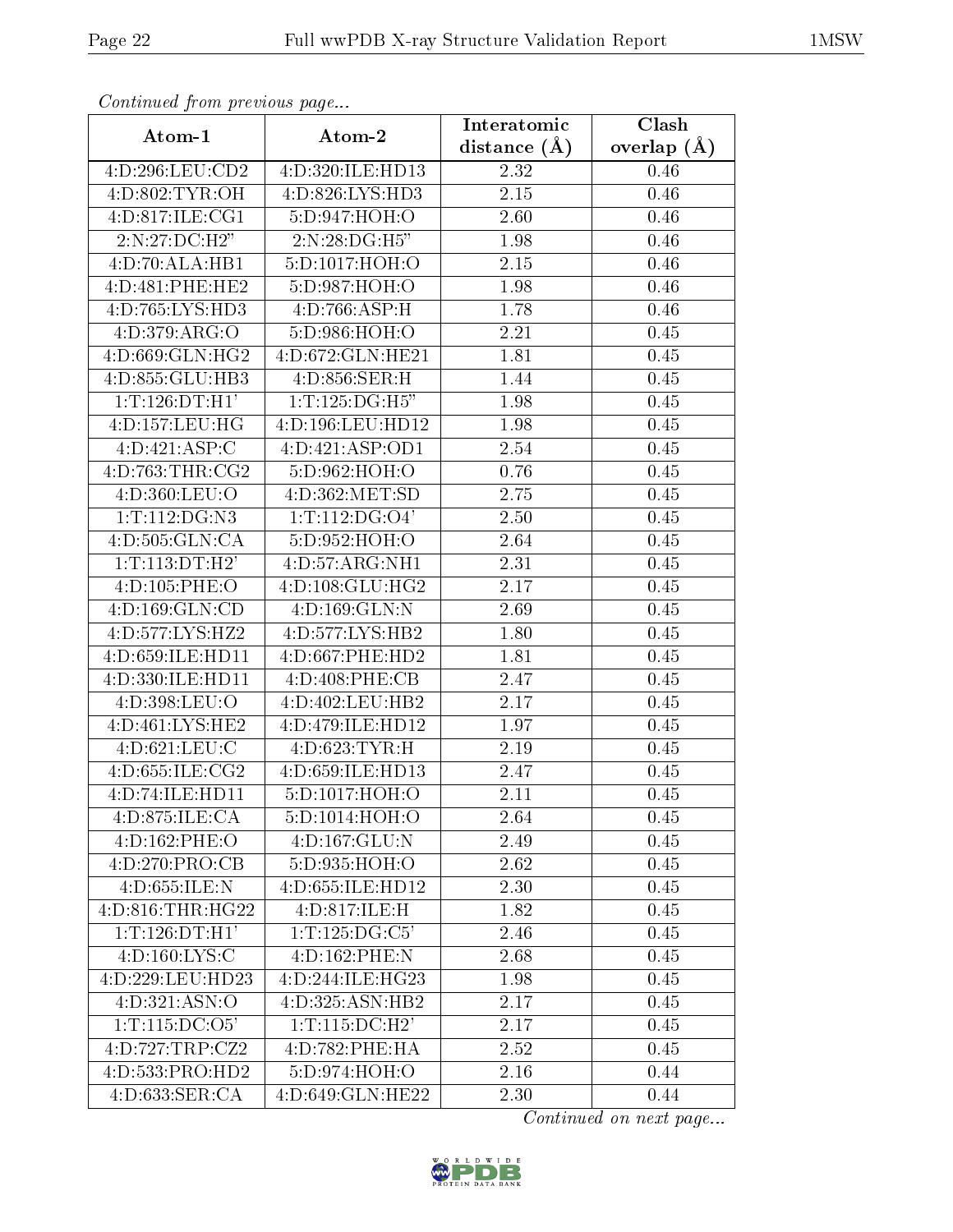*Continued from previous page...*

| Atom-1 | Atom-2 | Interatomic distance (Å) | Clash overlap (Å) |
|---|---|---|---|
| 4:D:296:LEU:CD2 | 4:D:320:ILE:HD13 | 2.32 | 0.46 |
| 4:D:802:TYR:OH | 4:D:826:LYS:HD3 | 2.15 | 0.46 |
| 4:D:817:ILE:CG1 | 5:D:947:HOH:O | 2.60 | 0.46 |
| 2:N:27:DC:H2" | 2:N:28:DG:H5" | 1.98 | 0.46 |
| 4:D:70:ALA:HB1 | 5:D:1017:HOH:O | 2.15 | 0.46 |
| 4:D:481:PHE:HE2 | 5:D:987:HOH:O | 1.98 | 0.46 |
| 4:D:765:LYS:HD3 | 4:D:766:ASP:H | 1.78 | 0.46 |
| 4:D:379:ARG:O | 5:D:986:HOH:O | 2.21 | 0.45 |
| 4:D:669:GLN:HG2 | 4:D:672:GLN:HE21 | 1.81 | 0.45 |
| 4:D:855:GLU:HB3 | 4:D:856:SER:H | 1.44 | 0.45 |
| 1:T:126:DT:H1' | 1:T:125:DG:H5" | 1.98 | 0.45 |
| 4:D:157:LEU:HG | 4:D:196:LEU:HD12 | 1.98 | 0.45 |
| 4:D:421:ASP:C | 4:D:421:ASP:OD1 | 2.54 | 0.45 |
| 4:D:763:THR:CG2 | 5:D:962:HOH:O | 0.76 | 0.45 |
| 4:D:360:LEU:O | 4:D:362:MET:SD | 2.75 | 0.45 |
| 1:T:112:DG:N3 | 1:T:112:DG:O4' | 2.50 | 0.45 |
| 4:D:505:GLN:CA | 5:D:952:HOH:O | 2.64 | 0.45 |
| 1:T:113:DT:H2' | 4:D:57:ARG:NH1 | 2.31 | 0.45 |
| 4:D:105:PHE:O | 4:D:108:GLU:HG2 | 2.17 | 0.45 |
| 4:D:169:GLN:CD | 4:D:169:GLN:N | 2.69 | 0.45 |
| 4:D:577:LYS:HZ2 | 4:D:577:LYS:HB2 | 1.80 | 0.45 |
| 4:D:659:ILE:HD11 | 4:D:667:PHE:HD2 | 1.81 | 0.45 |
| 4:D:330:ILE:HD11 | 4:D:408:PHE:CB | 2.47 | 0.45 |
| 4:D:398:LEU:O | 4:D:402:LEU:HB2 | 2.17 | 0.45 |
| 4:D:461:LYS:HE2 | 4:D:479:ILE:HD12 | 1.97 | 0.45 |
| 4:D:621:LEU:C | 4:D:623:TYR:H | 2.19 | 0.45 |
| 4:D:655:ILE:CG2 | 4:D:659:ILE:HD13 | 2.47 | 0.45 |
| 4:D:74:ILE:HD11 | 5:D:1017:HOH:O | 2.11 | 0.45 |
| 4:D:875:ILE:CA | 5:D:1014:HOH:O | 2.64 | 0.45 |
| 4:D:162:PHE:O | 4:D:167:GLU:N | 2.49 | 0.45 |
| 4:D:270:PRO:CB | 5:D:935:HOH:O | 2.62 | 0.45 |
| 4:D:655:ILE:N | 4:D:655:ILE:HD12 | 2.30 | 0.45 |
| 4:D:816:THR:HG22 | 4:D:817:ILE:H | 1.82 | 0.45 |
| 1:T:126:DT:H1' | 1:T:125:DG:C5' | 2.46 | 0.45 |
| 4:D:160:LYS:C | 4:D:162:PHE:N | 2.68 | 0.45 |
| 4:D:229:LEU:HD23 | 4:D:244:ILE:HG23 | 1.98 | 0.45 |
| 4:D:321:ASN:O | 4:D:325:ASN:HB2 | 2.17 | 0.45 |
| 1:T:115:DC:O5' | 1:T:115:DC:H2' | 2.17 | 0.45 |
| 4:D:727:TRP:CZ2 | 4:D:782:PHE:HA | 2.52 | 0.45 |
| 4:D:533:PRO:HD2 | 5:D:974:HOH:O | 2.16 | 0.44 |
| 4:D:633:SER:CA | 4:D:649:GLN:HE22 | 2.30 | 0.44 |

*Continued on next page...*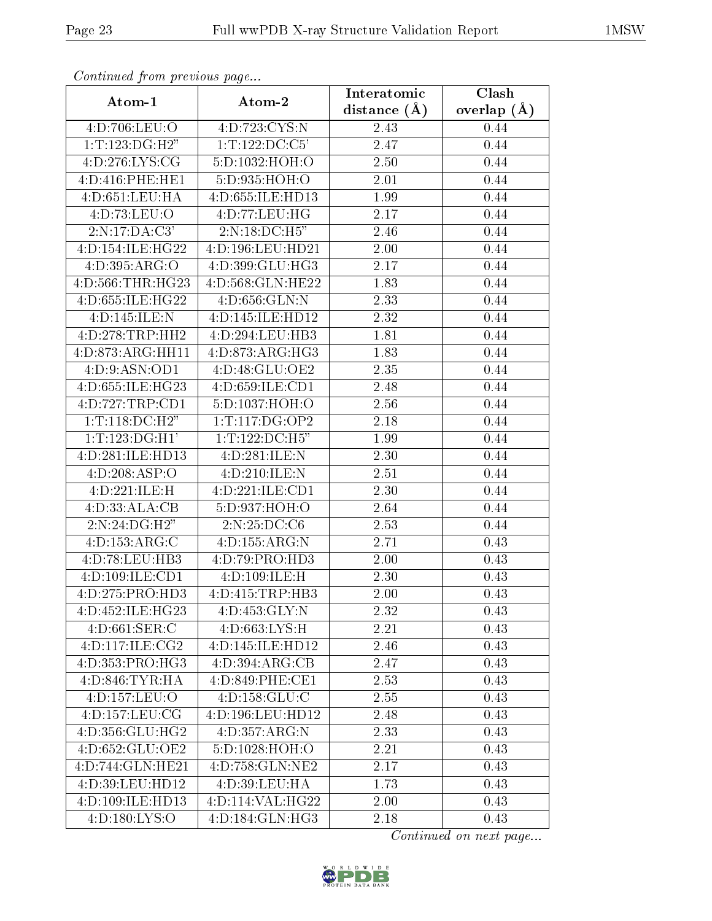*Continued from previous page...*

| Atom-1 | Atom-2 | Interatomic distance (Å) | Clash overlap (Å) |
|---|---|---|---|
| 4:D:706:LEU:O | 4:D:723:CYS:N | 2.43 | 0.44 |
| 1:T:123:DG:H2" | 1:T:122:DC:C5' | 2.47 | 0.44 |
| 4:D:276:LYS:CG | 5:D:1032:HOH:O | 2.50 | 0.44 |
| 4:D:416:PHE:HE1 | 5:D:935:HOH:O | 2.01 | 0.44 |
| 4:D:651:LEU:HA | 4:D:655:ILE:HD13 | 1.99 | 0.44 |
| 4:D:73:LEU:O | 4:D:77:LEU:HG | 2.17 | 0.44 |
| 2:N:17:DA:C3' | 2:N:18:DC:H5" | 2.46 | 0.44 |
| 4:D:154:ILE:HG22 | 4:D:196:LEU:HD21 | 2.00 | 0.44 |
| 4:D:395:ARG:O | 4:D:399:GLU:HG3 | 2.17 | 0.44 |
| 4:D:566:THR:HG23 | 4:D:568:GLN:HE22 | 1.83 | 0.44 |
| 4:D:655:ILE:HG22 | 4:D:656:GLN:N | 2.33 | 0.44 |
| 4:D:145:ILE:N | 4:D:145:ILE:HD12 | 2.32 | 0.44 |
| 4:D:278:TRP:HH2 | 4:D:294:LEU:HB3 | 1.81 | 0.44 |
| 4:D:873:ARG:HH11 | 4:D:873:ARG:HG3 | 1.83 | 0.44 |
| 4:D:9:ASN:OD1 | 4:D:48:GLU:OE2 | 2.35 | 0.44 |
| 4:D:655:ILE:HG23 | 4:D:659:ILE:CD1 | 2.48 | 0.44 |
| 4:D:727:TRP:CD1 | 5:D:1037:HOH:O | 2.56 | 0.44 |
| 1:T:118:DC:H2" | 1:T:117:DG:OP2 | 2.18 | 0.44 |
| 1:T:123:DG:H1' | 1:T:122:DC:H5" | 1.99 | 0.44 |
| 4:D:281:ILE:HD13 | 4:D:281:ILE:N | 2.30 | 0.44 |
| 4:D:208:ASP:O | 4:D:210:ILE:N | 2.51 | 0.44 |
| 4:D:221:ILE:H | 4:D:221:ILE:CD1 | 2.30 | 0.44 |
| 4:D:33:ALA:CB | 5:D:937:HOH:O | 2.64 | 0.44 |
| 2:N:24:DG:H2" | 2:N:25:DC:C6 | 2.53 | 0.44 |
| 4:D:153:ARG:C | 4:D:155:ARG:N | 2.71 | 0.43 |
| 4:D:78:LEU:HB3 | 4:D:79:PRO:HD3 | 2.00 | 0.43 |
| 4:D:109:ILE:CD1 | 4:D:109:ILE:H | 2.30 | 0.43 |
| 4:D:275:PRO:HD3 | 4:D:415:TRP:HB3 | 2.00 | 0.43 |
| 4:D:452:ILE:HG23 | 4:D:453:GLY:N | 2.32 | 0.43 |
| 4:D:661:SER:C | 4:D:663:LYS:H | 2.21 | 0.43 |
| 4:D:117:ILE:CG2 | 4:D:145:ILE:HD12 | 2.46 | 0.43 |
| 4:D:353:PRO:HG3 | 4:D:394:ARG:CB | 2.47 | 0.43 |
| 4:D:846:TYR:HA | 4:D:849:PHE:CE1 | 2.53 | 0.43 |
| 4:D:157:LEU:O | 4:D:158:GLU:C | 2.55 | 0.43 |
| 4:D:157:LEU:CG | 4:D:196:LEU:HD12 | 2.48 | 0.43 |
| 4:D:356:GLU:HG2 | 4:D:357:ARG:N | 2.33 | 0.43 |
| 4:D:652:GLU:OE2 | 5:D:1028:HOH:O | 2.21 | 0.43 |
| 4:D:744:GLN:HE21 | 4:D:758:GLN:NE2 | 2.17 | 0.43 |
| 4:D:39:LEU:HD12 | 4:D:39:LEU:HA | 1.73 | 0.43 |
| 4:D:109:ILE:HD13 | 4:D:114:VAL:HG22 | 2.00 | 0.43 |
| 4:D:180:LYS:O | 4:D:184:GLN:HG3 | 2.18 | 0.43 |

*Continued on next page...*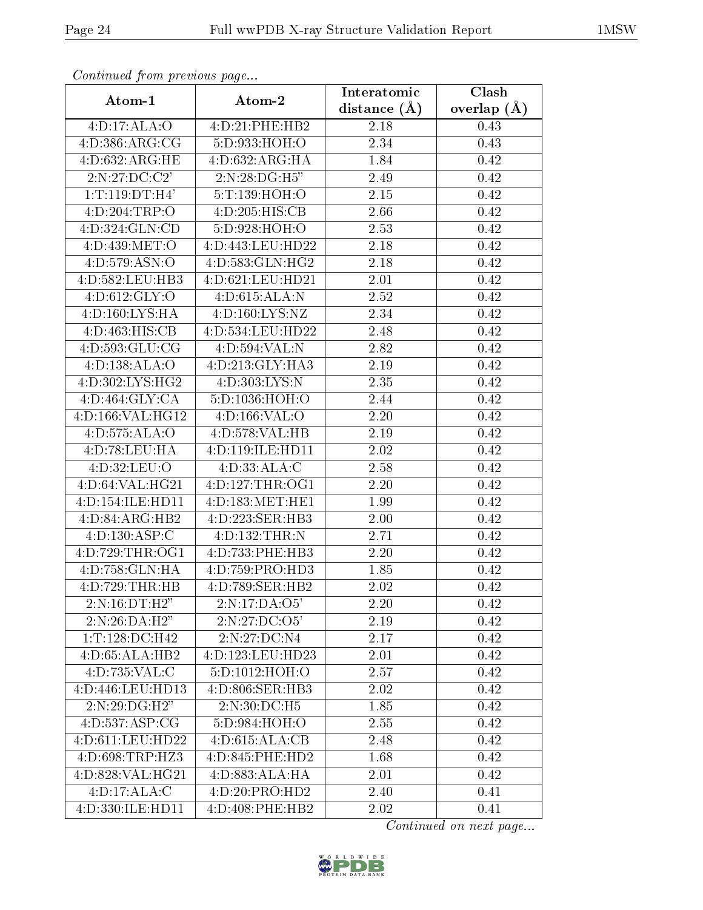*Continued from previous page...*

| Atom-1 | Atom-2 | Interatomic distance (Å) | Clash overlap (Å) |
|---|---|---|---|
| 4:D:17:ALA:O | 4:D:21:PHE:HB2 | 2.18 | 0.43 |
| 4:D:386:ARG:CG | 5:D:933:HOH:O | 2.34 | 0.43 |
| 4:D:632:ARG:HE | 4:D:632:ARG:HA | 1.84 | 0.42 |
| 2:N:27:DC:C2' | 2:N:28:DG:H5" | 2.49 | 0.42 |
| 1:T:119:DT:H4' | 5:T:139:HOH:O | 2.15 | 0.42 |
| 4:D:204:TRP:O | 4:D:205:HIS:CB | 2.66 | 0.42 |
| 4:D:324:GLN:CD | 5:D:928:HOH:O | 2.53 | 0.42 |
| 4:D:439:MET:O | 4:D:443:LEU:HD22 | 2.18 | 0.42 |
| 4:D:579:ASN:O | 4:D:583:GLN:HG2 | 2.18 | 0.42 |
| 4:D:582:LEU:HB3 | 4:D:621:LEU:HD21 | 2.01 | 0.42 |
| 4:D:612:GLY:O | 4:D:615:ALA:N | 2.52 | 0.42 |
| 4:D:160:LYS:HA | 4:D:160:LYS:NZ | 2.34 | 0.42 |
| 4:D:463:HIS:CB | 4:D:534:LEU:HD22 | 2.48 | 0.42 |
| 4:D:593:GLU:CG | 4:D:594:VAL:N | 2.82 | 0.42 |
| 4:D:138:ALA:O | 4:D:213:GLY:HA3 | 2.19 | 0.42 |
| 4:D:302:LYS:HG2 | 4:D:303:LYS:N | 2.35 | 0.42 |
| 4:D:464:GLY:CA | 5:D:1036:HOH:O | 2.44 | 0.42 |
| 4:D:166:VAL:HG12 | 4:D:166:VAL:O | 2.20 | 0.42 |
| 4:D:575:ALA:O | 4:D:578:VAL:HB | 2.19 | 0.42 |
| 4:D:78:LEU:HA | 4:D:119:ILE:HD11 | 2.02 | 0.42 |
| 4:D:32:LEU:O | 4:D:33:ALA:C | 2.58 | 0.42 |
| 4:D:64:VAL:HG21 | 4:D:127:THR:OG1 | 2.20 | 0.42 |
| 4:D:154:ILE:HD11 | 4:D:183:MET:HE1 | 1.99 | 0.42 |
| 4:D:84:ARG:HB2 | 4:D:223:SER:HB3 | 2.00 | 0.42 |
| 4:D:130:ASP:C | 4:D:132:THR:N | 2.71 | 0.42 |
| 4:D:729:THR:OG1 | 4:D:733:PHE:HB3 | 2.20 | 0.42 |
| 4:D:758:GLN:HA | 4:D:759:PRO:HD3 | 1.85 | 0.42 |
| 4:D:729:THR:HB | 4:D:789:SER:HB2 | 2.02 | 0.42 |
| 2:N:16:DT:H2" | 2:N:17:DA:O5' | 2.20 | 0.42 |
| 2:N:26:DA:H2" | 2:N:27:DC:O5' | 2.19 | 0.42 |
| 1:T:128:DC:H42 | 2:N:27:DC:N4 | 2.17 | 0.42 |
| 4:D:65:ALA:HB2 | 4:D:123:LEU:HD23 | 2.01 | 0.42 |
| 4:D:735:VAL:C | 5:D:1012:HOH:O | 2.57 | 0.42 |
| 4:D:446:LEU:HD13 | 4:D:806:SER:HB3 | 2.02 | 0.42 |
| 2:N:29:DG:H2" | 2:N:30:DC:H5 | 1.85 | 0.42 |
| 4:D:537:ASP:CG | 5:D:984:HOH:O | 2.55 | 0.42 |
| 4:D:611:LEU:HD22 | 4:D:615:ALA:CB | 2.48 | 0.42 |
| 4:D:698:TRP:HZ3 | 4:D:845:PHE:HD2 | 1.68 | 0.42 |
| 4:D:828:VAL:HG21 | 4:D:883:ALA:HA | 2.01 | 0.42 |
| 4:D:17:ALA:C | 4:D:20:PRO:HD2 | 2.40 | 0.41 |
| 4:D:330:ILE:HD11 | 4:D:408:PHE:HB2 | 2.02 | 0.41 |

*Continued on next page...*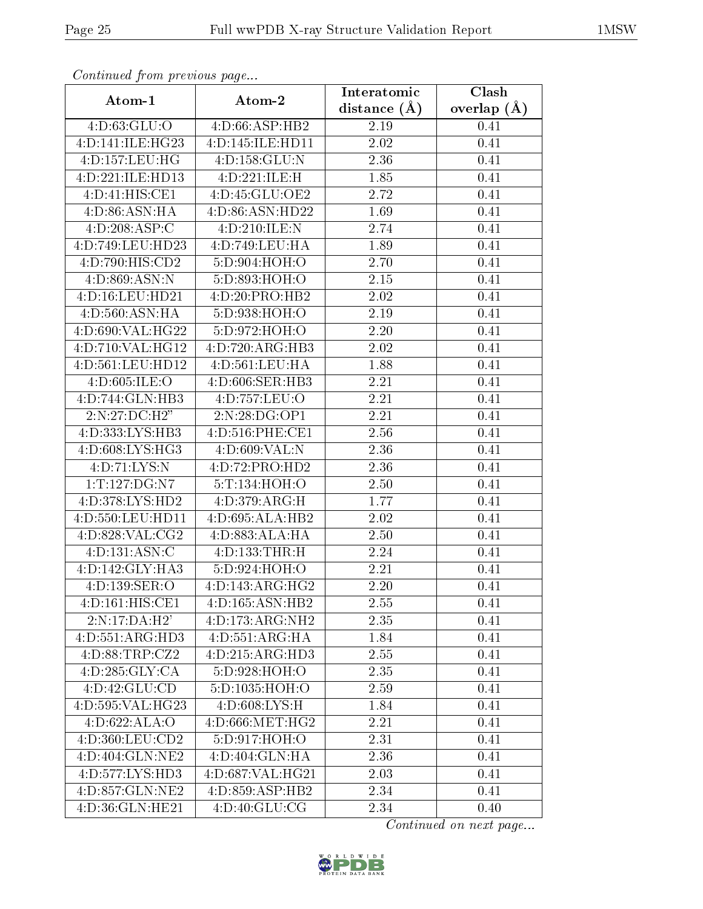*Continued from previous page...*

| Atom-1 | Atom-2 | Interatomic distance (Å) | Clash overlap (Å) |
|---|---|---|---|
| 4:D:63:GLU:O | 4:D:66:ASP:HB2 | 2.19 | 0.41 |
| 4:D:141:ILE:HG23 | 4:D:145:ILE:HD11 | 2.02 | 0.41 |
| 4:D:157:LEU:HG | 4:D:158:GLU:N | 2.36 | 0.41 |
| 4:D:221:ILE:HD13 | 4:D:221:ILE:H | 1.85 | 0.41 |
| 4:D:41:HIS:CE1 | 4:D:45:GLU:OE2 | 2.72 | 0.41 |
| 4:D:86:ASN:HA | 4:D:86:ASN:HD22 | 1.69 | 0.41 |
| 4:D:208:ASP:C | 4:D:210:ILE:N | 2.74 | 0.41 |
| 4:D:749:LEU:HD23 | 4:D:749:LEU:HA | 1.89 | 0.41 |
| 4:D:790:HIS:CD2 | 5:D:904:HOH:O | 2.70 | 0.41 |
| 4:D:869:ASN:N | 5:D:893:HOH:O | 2.15 | 0.41 |
| 4:D:16:LEU:HD21 | 4:D:20:PRO:HB2 | 2.02 | 0.41 |
| 4:D:560:ASN:HA | 5:D:938:HOH:O | 2.19 | 0.41 |
| 4:D:690:VAL:HG22 | 5:D:972:HOH:O | 2.20 | 0.41 |
| 4:D:710:VAL:HG12 | 4:D:720:ARG:HB3 | 2.02 | 0.41 |
| 4:D:561:LEU:HD12 | 4:D:561:LEU:HA | 1.88 | 0.41 |
| 4:D:605:ILE:O | 4:D:606:SER:HB3 | 2.21 | 0.41 |
| 4:D:744:GLN:HB3 | 4:D:757:LEU:O | 2.21 | 0.41 |
| 2:N:27:DC:H2" | 2:N:28:DG:OP1 | 2.21 | 0.41 |
| 4:D:333:LYS:HB3 | 4:D:516:PHE:CE1 | 2.56 | 0.41 |
| 4:D:608:LYS:HG3 | 4:D:609:VAL:N | 2.36 | 0.41 |
| 4:D:71:LYS:N | 4:D:72:PRO:HD2 | 2.36 | 0.41 |
| 1:T:127:DG:N7 | 5:T:134:HOH:O | 2.50 | 0.41 |
| 4:D:378:LYS:HD2 | 4:D:379:ARG:H | 1.77 | 0.41 |
| 4:D:550:LEU:HD11 | 4:D:695:ALA:HB2 | 2.02 | 0.41 |
| 4:D:828:VAL:CG2 | 4:D:883:ALA:HA | 2.50 | 0.41 |
| 4:D:131:ASN:C | 4:D:133:THR:H | 2.24 | 0.41 |
| 4:D:142:GLY:HA3 | 5:D:924:HOH:O | 2.21 | 0.41 |
| 4:D:139:SER:O | 4:D:143:ARG:HG2 | 2.20 | 0.41 |
| 4:D:161:HIS:CE1 | 4:D:165:ASN:HB2 | 2.55 | 0.41 |
| 2:N:17:DA:H2' | 4:D:173:ARG:NH2 | 2.35 | 0.41 |
| 4:D:551:ARG:HD3 | 4:D:551:ARG:HA | 1.84 | 0.41 |
| 4:D:88:TRP:CZ2 | 4:D:215:ARG:HD3 | 2.55 | 0.41 |
| 4:D:285:GLY:CA | 5:D:928:HOH:O | 2.35 | 0.41 |
| 4:D:42:GLU:CD | 5:D:1035:HOH:O | 2.59 | 0.41 |
| 4:D:595:VAL:HG23 | 4:D:608:LYS:H | 1.84 | 0.41 |
| 4:D:622:ALA:O | 4:D:666:MET:HG2 | 2.21 | 0.41 |
| 4:D:360:LEU:CD2 | 5:D:917:HOH:O | 2.31 | 0.41 |
| 4:D:404:GLN:NE2 | 4:D:404:GLN:HA | 2.36 | 0.41 |
| 4:D:577:LYS:HD3 | 4:D:687:VAL:HG21 | 2.03 | 0.41 |
| 4:D:857:GLN:NE2 | 4:D:859:ASP:HB2 | 2.34 | 0.41 |
| 4:D:36:GLN:HE21 | 4:D:40:GLU:CG | 2.34 | 0.40 |

*Continued on next page...*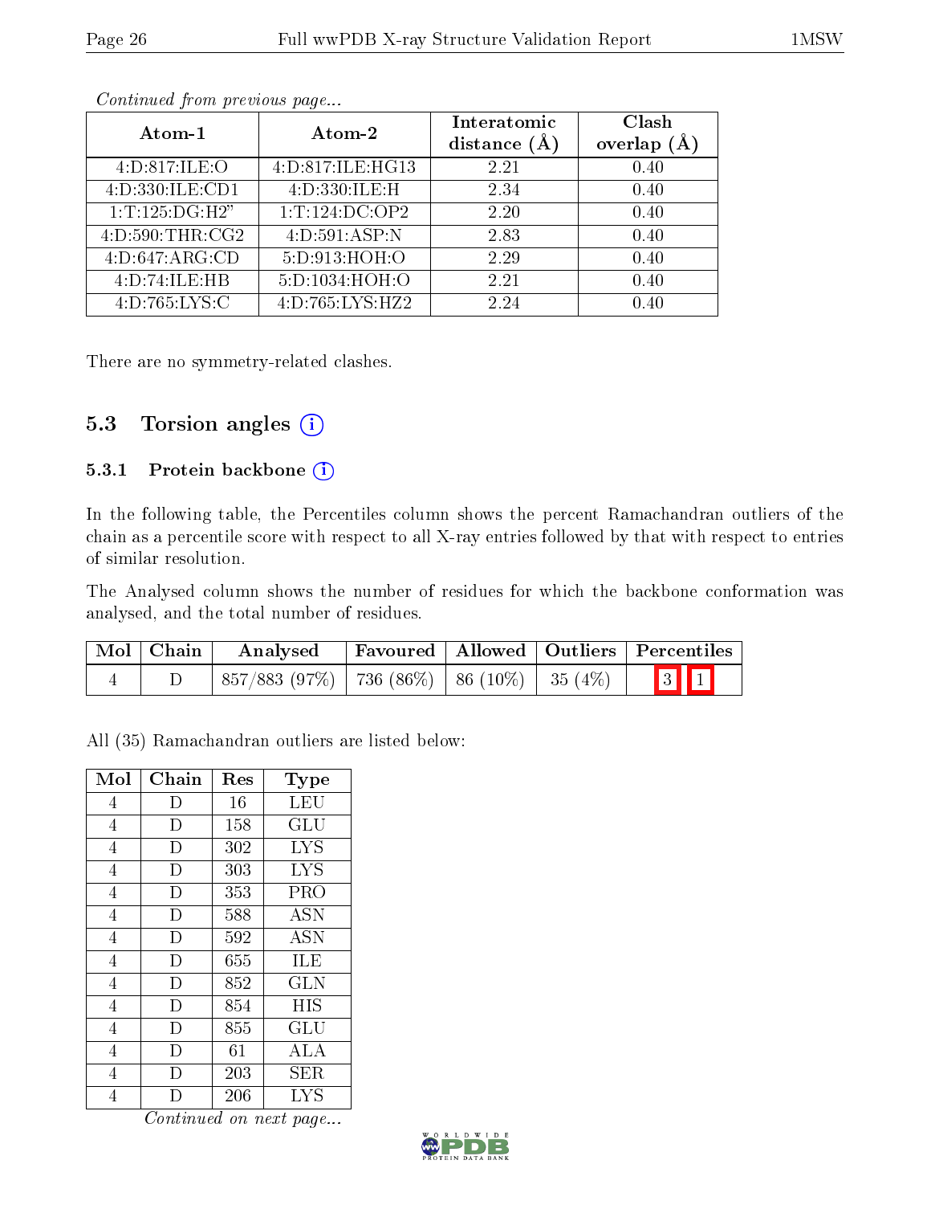*Continued from previous page...*

| Atom-1 | Atom-2 | Interatomic distance (Å) | Clash overlap (Å) |
|---|---|---|---|
| 4:D:817:ILE:O | 4:D:817:ILE:HG13 | 2.21 | 0.40 |
| 4:D:330:ILE:CD1 | 4:D:330:ILE:H | 2.34 | 0.40 |
| 1:T:125:DG:H2" | 1:T:124:DC:OP2 | 2.20 | 0.40 |
| 4:D:590:THR:CG2 | 4:D:591:ASP:N | 2.83 | 0.40 |
| 4:D:647:ARG:CD | 5:D:913:HOH:O | 2.29 | 0.40 |
| 4:D:74:ILE:HB | 5:D:1034:HOH:O | 2.21 | 0.40 |
| 4:D:765:LYS:C | 4:D:765:LYS:HZ2 | 2.24 | 0.40 |

There are no symmetry-related clashes.

## 5.3 Torsion angles

### 5.3.1 Protein backbone

In the following table, the Percentiles column shows the percent Ramachandran outliers of the chain as a percentile score with respect to all X-ray entries followed by that with respect to entries of similar resolution.

The Analysed column shows the number of residues for which the backbone conformation was analysed, and the total number of residues.

| Mol | Chain | Analysed | Favoured | Allowed | Outliers | Percentiles | |
|---|---|---|---|---|---|---|---|
| 4 | D | 857/883 (97%) | 736 (86%) | 86 (10%) | 35 (4%) | 3 | 1 |

All (35) Ramachandran outliers are listed below:

| Mol | Chain | Res | Type |
|---|---|---|---|
| 4 | D | 16 | LEU |
| 4 | D | 158 | GLU |
| 4 | D | 302 | LYS |
| 4 | D | 303 | LYS |
| 4 | D | 353 | PRO |
| 4 | D | 588 | ASN |
| 4 | D | 592 | ASN |
| 4 | D | 655 | ILE |
| 4 | D | 852 | GLN |
| 4 | D | 854 | HIS |
| 4 | D | 855 | GLU |
| 4 | D | 61 | ALA |
| 4 | D | 203 | SER |
| 4 | D | 206 | LYS |

*Continued on next page...*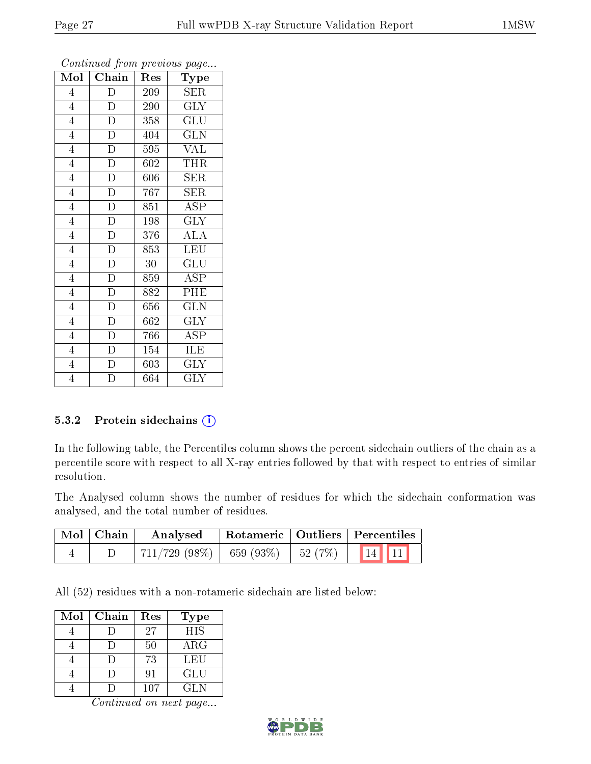*Continued from previous page...*

| Mol | Chain | Res | Type |
|---|---|---|---|
| 4 | D | 209 | SER |
| 4 | D | 290 | GLY |
| 4 | D | 358 | GLU |
| 4 | D | 404 | GLN |
| 4 | D | 595 | VAL |
| 4 | D | 602 | THR |
| 4 | D | 606 | SER |
| 4 | D | 767 | SER |
| 4 | D | 851 | ASP |
| 4 | D | 198 | GLY |
| 4 | D | 376 | ALA |
| 4 | D | 853 | LEU |
| 4 | D | 30 | GLU |
| 4 | D | 859 | ASP |
| 4 | D | 882 | PHE |
| 4 | D | 656 | GLN |
| 4 | D | 662 | GLY |
| 4 | D | 766 | ASP |
| 4 | D | 154 | ILE |
| 4 | D | 603 | GLY |
| 4 | D | 664 | GLY |

### 5.3.2 Protein sidechains

In the following table, the Percentiles column shows the percent sidechain outliers of the chain as a percentile score with respect to all X-ray entries followed by that with respect to entries of similar resolution.

The Analysed column shows the number of residues for which the sidechain conformation was analysed, and the total number of residues.

| Mol | Chain | Analysed | Rotameric | Outliers | Percentiles | |
|---|---|---|---|---|---|---|
| 4 | D | 711/729 (98%) | 659 (93%) | 52 (7%) | 14 | 11 |

All (52) residues with a non-rotameric sidechain are listed below:

| Mol | Chain | Res | Type |
|---|---|---|---|
| 4 | D | 27 | HIS |
| 4 | D | 50 | ARG |
| 4 | D | 73 | LEU |
| 4 | D | 91 | GLU |
| 4 | D | 107 | GLN |

*Continued on next page...*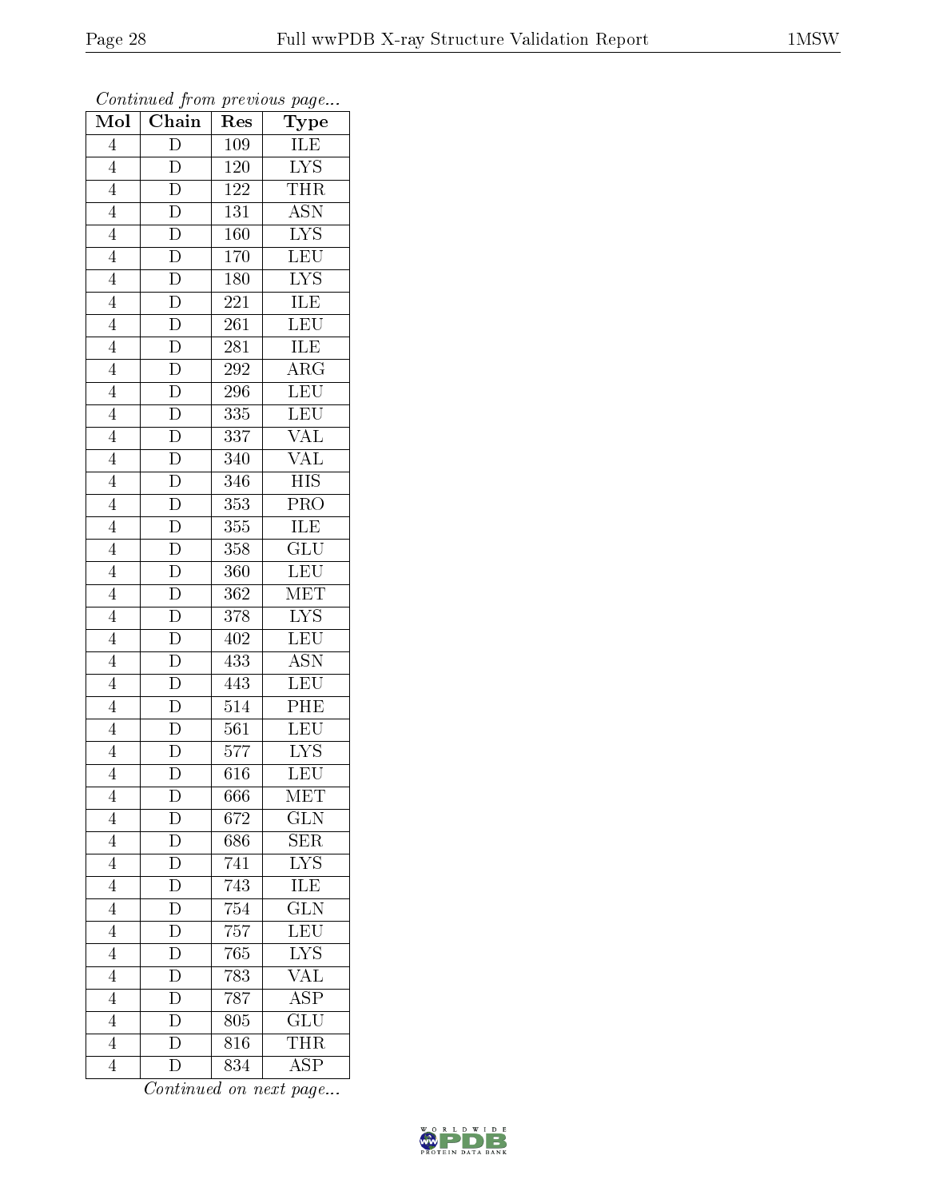*Continued from previous page...*

| Mol | Chain | Res | Type |
|---|---|---|---|
| 4 | D | 109 | ILE |
| 4 | D | 120 | LYS |
| 4 | D | 122 | THR |
| 4 | D | 131 | ASN |
| 4 | D | 160 | LYS |
| 4 | D | 170 | LEU |
| 4 | D | 180 | LYS |
| 4 | D | 221 | ILE |
| 4 | D | 261 | LEU |
| 4 | D | 281 | ILE |
| 4 | D | 292 | ARG |
| 4 | D | 296 | LEU |
| 4 | D | 335 | LEU |
| 4 | D | 337 | VAL |
| 4 | D | 340 | VAL |
| 4 | D | 346 | HIS |
| 4 | D | 353 | PRO |
| 4 | D | 355 | ILE |
| 4 | D | 358 | GLU |
| 4 | D | 360 | LEU |
| 4 | D | 362 | MET |
| 4 | D | 378 | LYS |
| 4 | D | 402 | LEU |
| 4 | D | 433 | ASN |
| 4 | D | 443 | LEU |
| 4 | D | 514 | PHE |
| 4 | D | 561 | LEU |
| 4 | D | 577 | LYS |
| 4 | D | 616 | LEU |
| 4 | D | 666 | MET |
| 4 | D | 672 | GLN |
| 4 | D | 686 | SER |
| 4 | D | 741 | LYS |
| 4 | D | 743 | ILE |
| 4 | D | 754 | GLN |
| 4 | D | 757 | LEU |
| 4 | D | 765 | LYS |
| 4 | D | 783 | VAL |
| 4 | D | 787 | ASP |
| 4 | D | 805 | GLU |
| 4 | D | 816 | THR |
| 4 | D | 834 | ASP |

*Continued on next page...*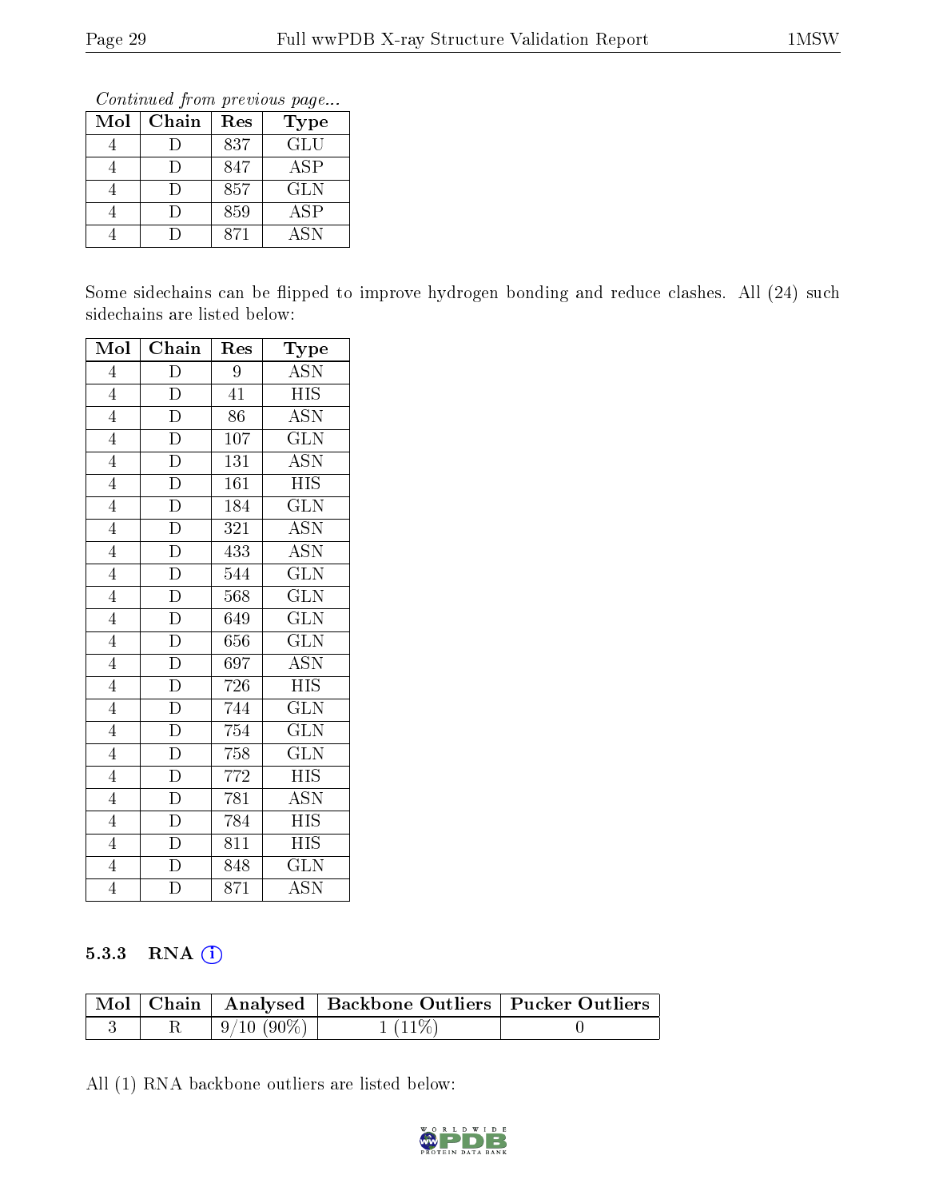*Continued from previous page...*

| Mol | Chain | Res | Type |
|---|---|---|---|
| 4 | D | 837 | GLU |
| 4 | D | 847 | ASP |
| 4 | D | 857 | GLN |
| 4 | D | 859 | ASP |
| 4 | D | 871 | ASN |

Some sidechains can be flipped to improve hydrogen bonding and reduce clashes. All (24) such sidechains are listed below:

| Mol | Chain | Res | Type |
|---|---|---|---|
| 4 | D | 9 | ASN |
| 4 | D | 41 | HIS |
| 4 | D | 86 | ASN |
| 4 | D | 107 | GLN |
| 4 | D | 131 | ASN |
| 4 | D | 161 | HIS |
| 4 | D | 184 | GLN |
| 4 | D | 321 | ASN |
| 4 | D | 433 | ASN |
| 4 | D | 544 | GLN |
| 4 | D | 568 | GLN |
| 4 | D | 649 | GLN |
| 4 | D | 656 | GLN |
| 4 | D | 697 | ASN |
| 4 | D | 726 | HIS |
| 4 | D | 744 | GLN |
| 4 | D | 754 | GLN |
| 4 | D | 758 | GLN |
| 4 | D | 772 | HIS |
| 4 | D | 781 | ASN |
| 4 | D | 784 | HIS |
| 4 | D | 811 | HIS |
| 4 | D | 848 | GLN |
| 4 | D | 871 | ASN |

### 5.3.3 RNA ⓘ

| Mol | Chain | Analysed | Backbone Outliers | Pucker Outliers |
|---|---|---|---|---|
| 3 | R | 9/10 (90%) | 1 (11%) | 0 |

All (1) RNA backbone outliers are listed below: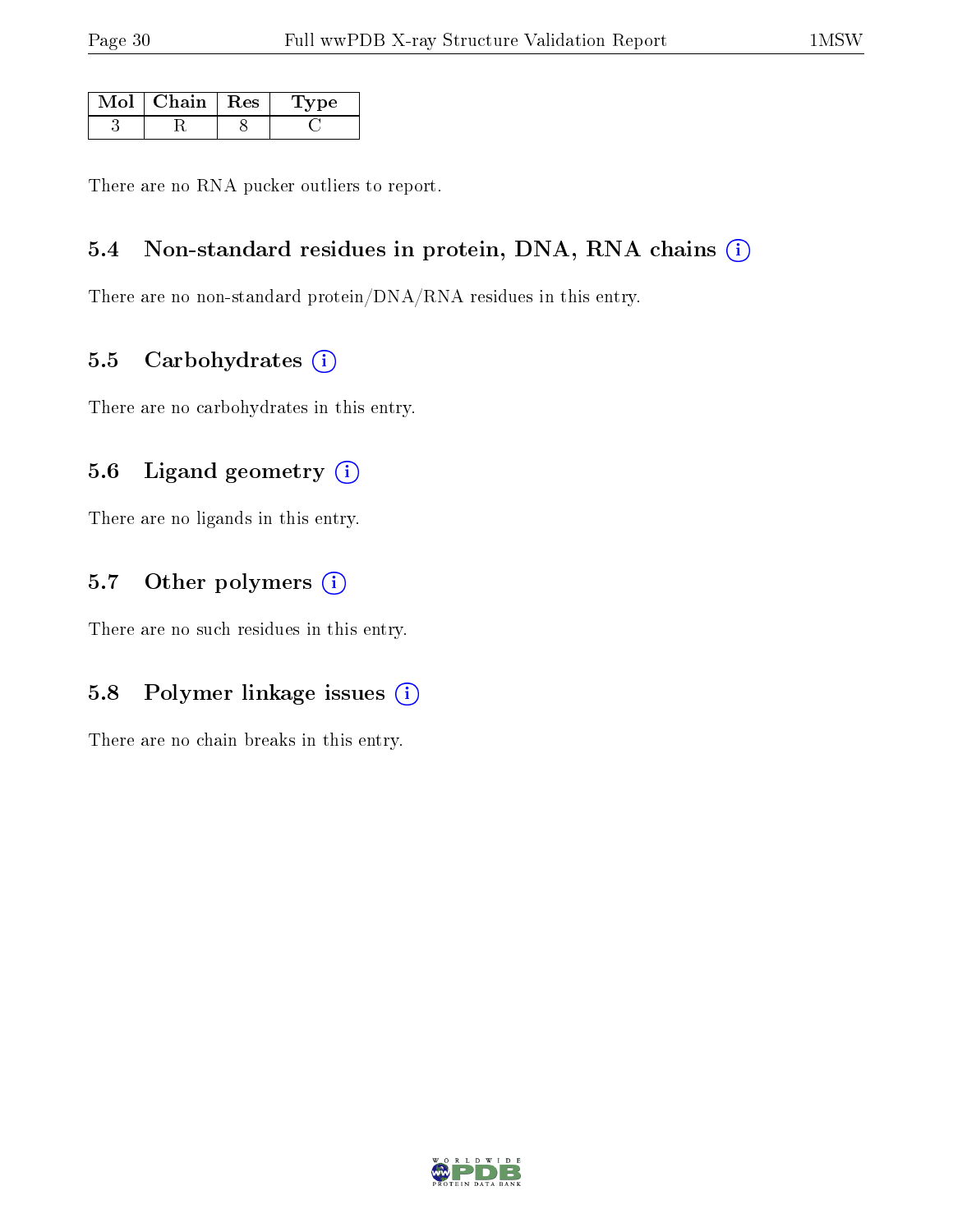| Mol | Chain | Res | Type |
|---|---|---|---|
| 3 | R | 8 | C |

There are no RNA pucker outliers to report.

### 5.4 Non-standard residues in protein, DNA, RNA chains

There are no non-standard protein/DNA/RNA residues in this entry.

### 5.5 Carbohydrates

There are no carbohydrates in this entry.

### 5.6 Ligand geometry

There are no ligands in this entry.

### 5.7 Other polymers

There are no such residues in this entry.

### 5.8 Polymer linkage issues

There are no chain breaks in this entry.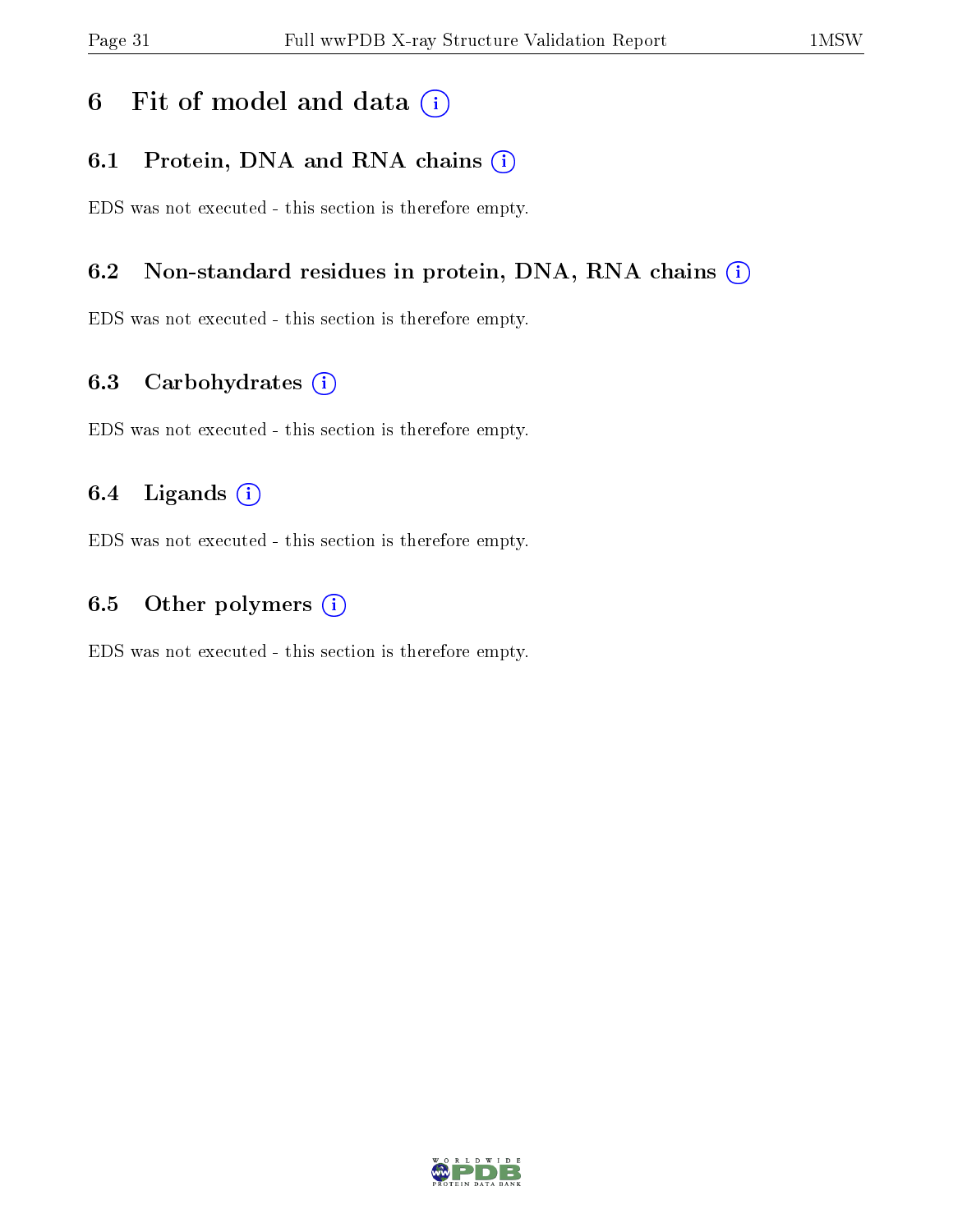# 6 Fit of model and data

## 6.1 Protein, DNA and RNA chains

EDS was not executed - this section is therefore empty.

## 6.2 Non-standard residues in protein, DNA, RNA chains

EDS was not executed - this section is therefore empty.

## 6.3 Carbohydrates

EDS was not executed - this section is therefore empty.

## 6.4 Ligands

EDS was not executed - this section is therefore empty.

## 6.5 Other polymers

EDS was not executed - this section is therefore empty.